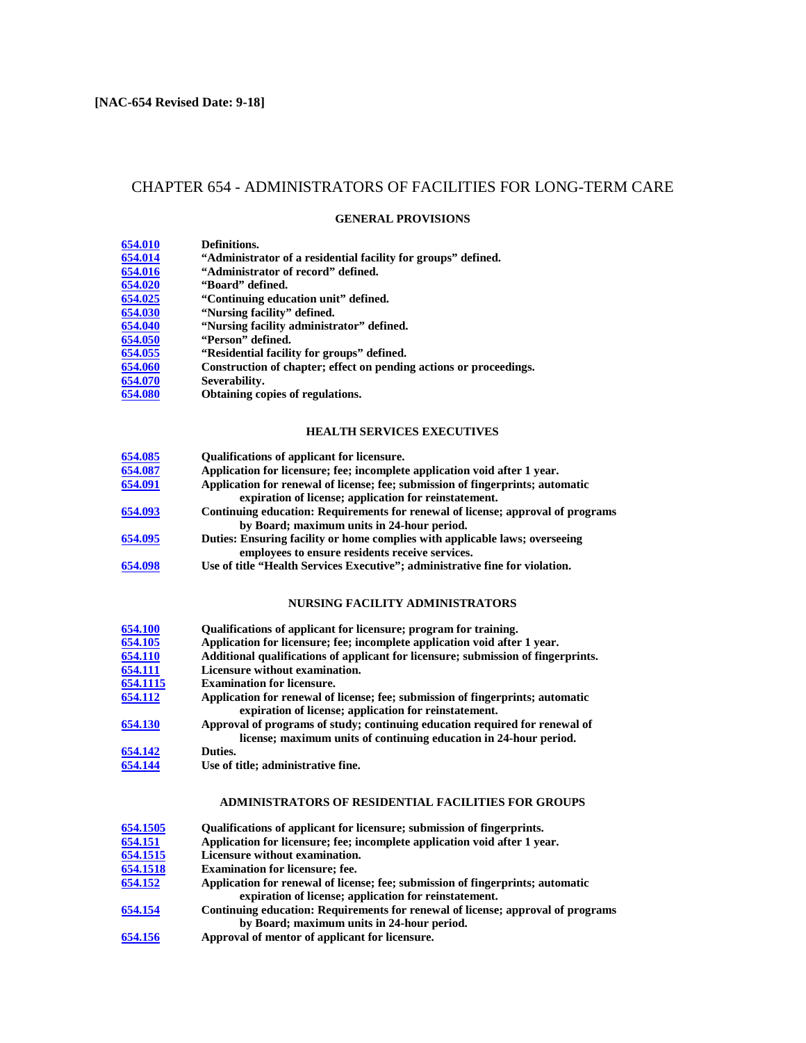**[NAC-654 Revised Date: 9-18]**

# CHAPTER 654 - ADMINISTRATORS OF FACILITIES FOR LONG-TERM CARE

## GENERAL PROVISIONS

| | |
|---|---|
| 654.010 | **Definitions.** |
| 654.014 | **“Administrator of a residential facility for groups” defined.** |
| 654.016 | **“Administrator of record” defined.** |
| 654.020 | **“Board” defined.** |
| 654.025 | **“Continuing education unit” defined.** |
| 654.030 | **“Nursing facility” defined.** |
| 654.040 | **“Nursing facility administrator” defined.** |
| 654.050 | **“Person” defined.** |
| 654.055 | **“Residential facility for groups” defined.** |
| 654.060 | **Construction of chapter; effect on pending actions or proceedings.** |
| 654.070 | **Severability.** |
| 654.080 | **Obtaining copies of regulations.** |

## HEALTH SERVICES EXECUTIVES

| | |
|---|---|
| 654.085 | **Qualifications of applicant for licensure.** |
| 654.087 | **Application for licensure; fee; incomplete application void after 1 year.** |
| 654.091 | **Application for renewal of license; fee; submission of fingerprints; automatic expiration of license; application for reinstatement.** |
| 654.093 | **Continuing education: Requirements for renewal of license; approval of programs by Board; maximum units in 24-hour period.** |
| 654.095 | **Duties: Ensuring facility or home complies with applicable laws; overseeing employees to ensure residents receive services.** |
| 654.098 | **Use of title “Health Services Executive”; administrative fine for violation.** |

## NURSING FACILITY ADMINISTRATORS

| | |
|---|---|
| 654.100 | **Qualifications of applicant for licensure; program for training.** |
| 654.105 | **Application for licensure; fee; incomplete application void after 1 year.** |
| 654.110 | **Additional qualifications of applicant for licensure; submission of fingerprints.** |
| 654.111 | **Licensure without examination.** |
| 654.1115 | **Examination for licensure.** |
| 654.112 | **Application for renewal of license; fee; submission of fingerprints; automatic expiration of license; application for reinstatement.** |
| 654.130 | **Approval of programs of study; continuing education required for renewal of license; maximum units of continuing education in 24-hour period.** |
| 654.142 | **Duties.** |
| 654.144 | **Use of title; administrative fine.** |

## ADMINISTRATORS OF RESIDENTIAL FACILITIES FOR GROUPS

| | |
|---|---|
| 654.1505 | **Qualifications of applicant for licensure; submission of fingerprints.** |
| 654.151 | **Application for licensure; fee; incomplete application void after 1 year.** |
| 654.1515 | **Licensure without examination.** |
| 654.1518 | **Examination for licensure; fee.** |
| 654.152 | **Application for renewal of license; fee; submission of fingerprints; automatic expiration of license; application for reinstatement.** |
| 654.154 | **Continuing education: Requirements for renewal of license; approval of programs by Board; maximum units in 24-hour period.** |
| 654.156 | **Approval of mentor of applicant for licensure.** |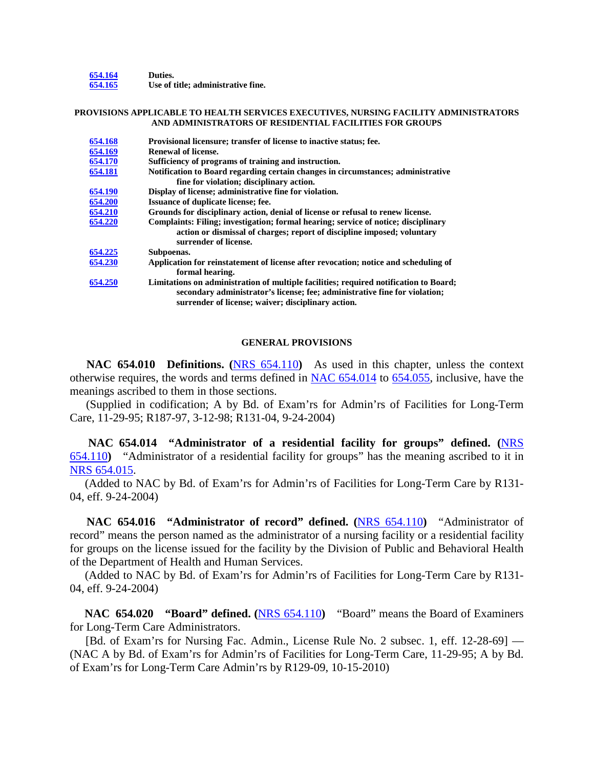| | |
|---|---|
| 654.164 | **Duties.** |
| 654.165 | **Use of title; administrative fine.** |

**PROVISIONS APPLICABLE TO HEALTH SERVICES EXECUTIVES, NURSING FACILITY ADMINISTRATORS AND ADMINISTRATORS OF RESIDENTIAL FACILITIES FOR GROUPS**

| | |
|---|---|
| 654.168 | **Provisional licensure; transfer of license to inactive status; fee.** |
| 654.169 | **Renewal of license.** |
| 654.170 | **Sufficiency of programs of training and instruction.** |
| 654.181 | **Notification to Board regarding certain changes in circumstances; administrative fine for violation; disciplinary action.** |
| 654.190 | **Display of license; administrative fine for violation.** |
| 654.200 | **Issuance of duplicate license; fee.** |
| 654.210 | **Grounds for disciplinary action, denial of license or refusal to renew license.** |
| 654.220 | **Complaints: Filing; investigation; formal hearing; service of notice; disciplinary action or dismissal of charges; report of discipline imposed; voluntary surrender of license.** |
| 654.225 | **Subpoenas.** |
| 654.230 | **Application for reinstatement of license after revocation; notice and scheduling of formal hearing.** |
| 654.250 | **Limitations on administration of multiple facilities; required notification to Board; secondary administrator's license; fee; administrative fine for violation; surrender of license; waiver; disciplinary action.** |

## GENERAL PROVISIONS

**NAC 654.010 Definitions. (NRS 654.110)** As used in this chapter, unless the context otherwise requires, the words and terms defined in NAC 654.014 to 654.055, inclusive, have the meanings ascribed to them in those sections.

(Supplied in codification; A by Bd. of Exam'rs for Admin'rs of Facilities for Long-Term Care, 11-29-95; R187-97, 3-12-98; R131-04, 9-24-2004)

**NAC 654.014 "Administrator of a residential facility for groups" defined. (NRS 654.110)** "Administrator of a residential facility for groups" has the meaning ascribed to it in NRS 654.015.

(Added to NAC by Bd. of Exam'rs for Admin'rs of Facilities for Long-Term Care by R131-04, eff. 9-24-2004)

**NAC 654.016 "Administrator of record" defined. (NRS 654.110)** "Administrator of record" means the person named as the administrator of a nursing facility or a residential facility for groups on the license issued for the facility by the Division of Public and Behavioral Health of the Department of Health and Human Services.

(Added to NAC by Bd. of Exam'rs for Admin'rs of Facilities for Long-Term Care by R131-04, eff. 9-24-2004)

**NAC 654.020 "Board" defined. (NRS 654.110)** "Board" means the Board of Examiners for Long-Term Care Administrators.

[Bd. of Exam'rs for Nursing Fac. Admin., License Rule No. 2 subsec. 1, eff. 12-28-69] — (NAC A by Bd. of Exam'rs for Admin'rs of Facilities for Long-Term Care, 11-29-95; A by Bd. of Exam'rs for Long-Term Care Admin'rs by R129-09, 10-15-2010)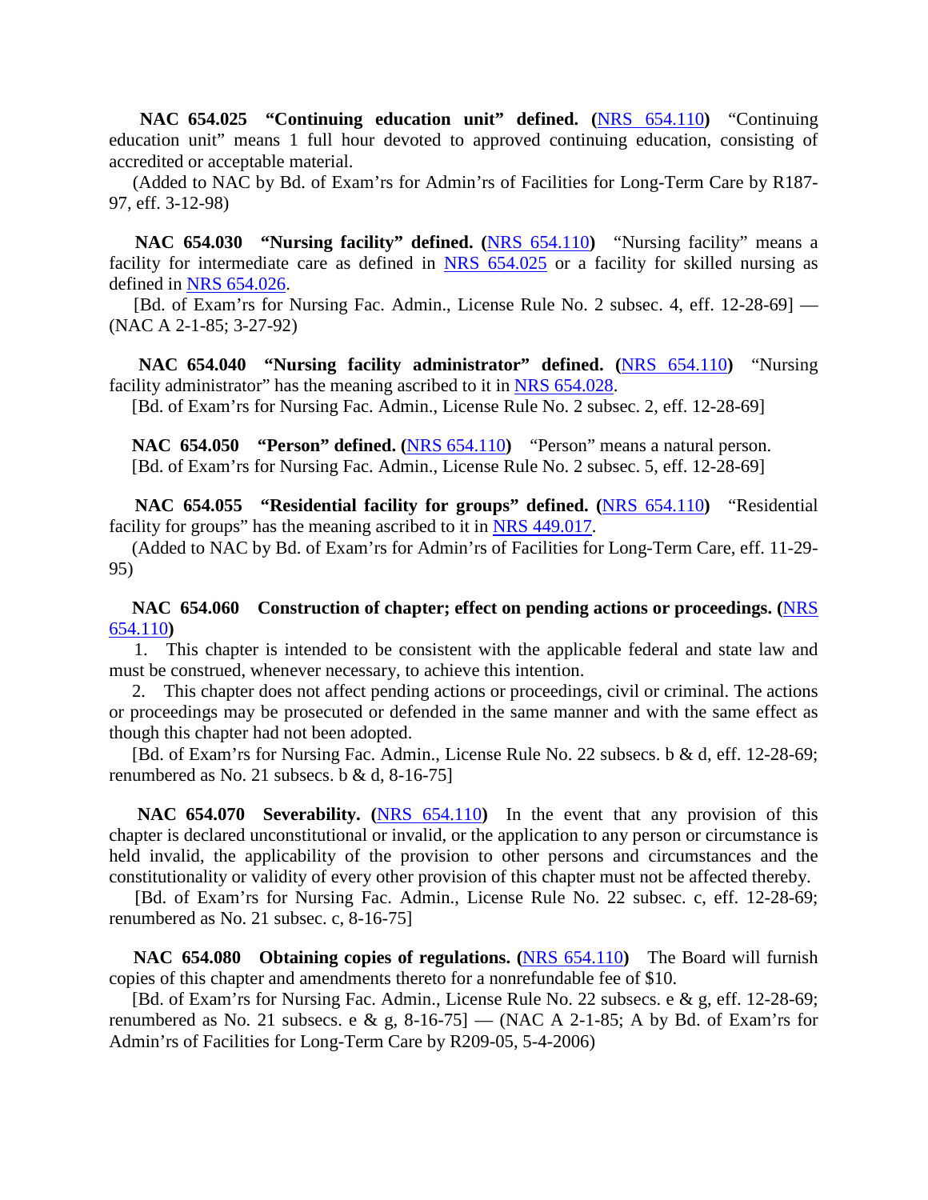**NAC 654.025 "Continuing education unit" defined. (NRS 654.110)** "Continuing education unit" means 1 full hour devoted to approved continuing education, consisting of accredited or acceptable material.

(Added to NAC by Bd. of Exam'rs for Admin'rs of Facilities for Long-Term Care by R187-97, eff. 3-12-98)

**NAC 654.030 "Nursing facility" defined. (NRS 654.110)** "Nursing facility" means a facility for intermediate care as defined in NRS 654.025 or a facility for skilled nursing as defined in NRS 654.026.

[Bd. of Exam'rs for Nursing Fac. Admin., License Rule No. 2 subsec. 4, eff. 12-28-69] — (NAC A 2-1-85; 3-27-92)

**NAC 654.040 "Nursing facility administrator" defined. (NRS 654.110)** "Nursing facility administrator" has the meaning ascribed to it in NRS 654.028.

[Bd. of Exam'rs for Nursing Fac. Admin., License Rule No. 2 subsec. 2, eff. 12-28-69]

**NAC 654.050 "Person" defined. (NRS 654.110)** "Person" means a natural person.

[Bd. of Exam'rs for Nursing Fac. Admin., License Rule No. 2 subsec. 5, eff. 12-28-69]

**NAC 654.055 "Residential facility for groups" defined. (NRS 654.110)** "Residential facility for groups" has the meaning ascribed to it in NRS 449.017.

(Added to NAC by Bd. of Exam'rs for Admin'rs of Facilities for Long-Term Care, eff. 11-29-95)

**NAC 654.060 Construction of chapter; effect on pending actions or proceedings. (NRS 654.110)**

1. This chapter is intended to be consistent with the applicable federal and state law and must be construed, whenever necessary, to achieve this intention.

2. This chapter does not affect pending actions or proceedings, civil or criminal. The actions or proceedings may be prosecuted or defended in the same manner and with the same effect as though this chapter had not been adopted.

[Bd. of Exam'rs for Nursing Fac. Admin., License Rule No. 22 subsecs. b & d, eff. 12-28-69; renumbered as No. 21 subsecs. b & d, 8-16-75]

**NAC 654.070 Severability. (NRS 654.110)** In the event that any provision of this chapter is declared unconstitutional or invalid, or the application to any person or circumstance is held invalid, the applicability of the provision to other persons and circumstances and the constitutionality or validity of every other provision of this chapter must not be affected thereby.

[Bd. of Exam'rs for Nursing Fac. Admin., License Rule No. 22 subsec. c, eff. 12-28-69; renumbered as No. 21 subsec. c, 8-16-75]

**NAC 654.080 Obtaining copies of regulations. (NRS 654.110)** The Board will furnish copies of this chapter and amendments thereto for a nonrefundable fee of $10.

[Bd. of Exam'rs for Nursing Fac. Admin., License Rule No. 22 subsecs. e & g, eff. 12-28-69; renumbered as No. 21 subsecs. e & g, 8-16-75] — (NAC A 2-1-85; A by Bd. of Exam'rs for Admin'rs of Facilities for Long-Term Care by R209-05, 5-4-2006)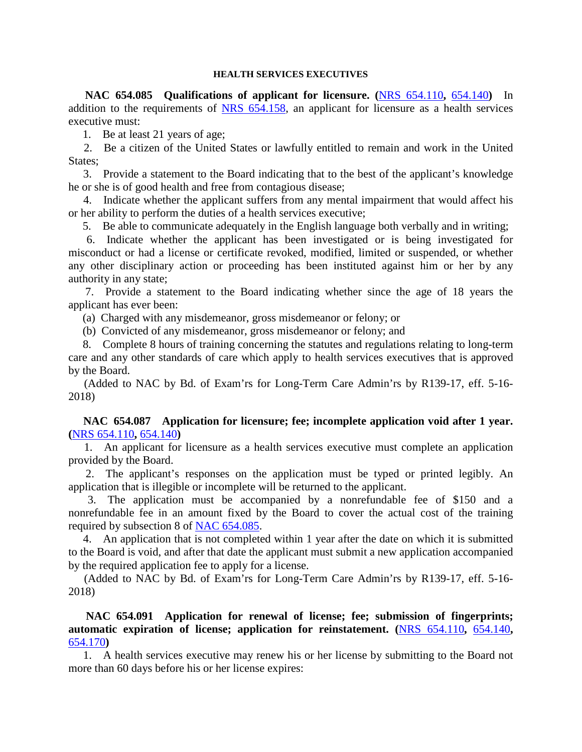## HEALTH SERVICES EXECUTIVES

**NAC 654.085 Qualifications of applicant for licensure. (NRS 654.110, 654.140)** In addition to the requirements of NRS 654.158, an applicant for licensure as a health services executive must:

1. Be at least 21 years of age;

2. Be a citizen of the United States or lawfully entitled to remain and work in the United States;

3. Provide a statement to the Board indicating that to the best of the applicant's knowledge he or she is of good health and free from contagious disease;

4. Indicate whether the applicant suffers from any mental impairment that would affect his or her ability to perform the duties of a health services executive;

5. Be able to communicate adequately in the English language both verbally and in writing;

6. Indicate whether the applicant has been investigated or is being investigated for misconduct or had a license or certificate revoked, modified, limited or suspended, or whether any other disciplinary action or proceeding has been instituted against him or her by any authority in any state;

7. Provide a statement to the Board indicating whether since the age of 18 years the applicant has ever been:

(a) Charged with any misdemeanor, gross misdemeanor or felony; or

(b) Convicted of any misdemeanor, gross misdemeanor or felony; and

8. Complete 8 hours of training concerning the statutes and regulations relating to long-term care and any other standards of care which apply to health services executives that is approved by the Board.

(Added to NAC by Bd. of Exam'rs for Long-Term Care Admin'rs by R139-17, eff. 5-16-2018)

**NAC 654.087 Application for licensure; fee; incomplete application void after 1 year. (NRS 654.110, 654.140)**

1. An applicant for licensure as a health services executive must complete an application provided by the Board.

2. The applicant's responses on the application must be typed or printed legibly. An application that is illegible or incomplete will be returned to the applicant.

3. The application must be accompanied by a nonrefundable fee of $150 and a nonrefundable fee in an amount fixed by the Board to cover the actual cost of the training required by subsection 8 of NAC 654.085.

4. An application that is not completed within 1 year after the date on which it is submitted to the Board is void, and after that date the applicant must submit a new application accompanied by the required application fee to apply for a license.

(Added to NAC by Bd. of Exam'rs for Long-Term Care Admin'rs by R139-17, eff. 5-16-2018)

**NAC 654.091 Application for renewal of license; fee; submission of fingerprints; automatic expiration of license; application for reinstatement. (NRS 654.110, 654.140, 654.170)**

1. A health services executive may renew his or her license by submitting to the Board not more than 60 days before his or her license expires: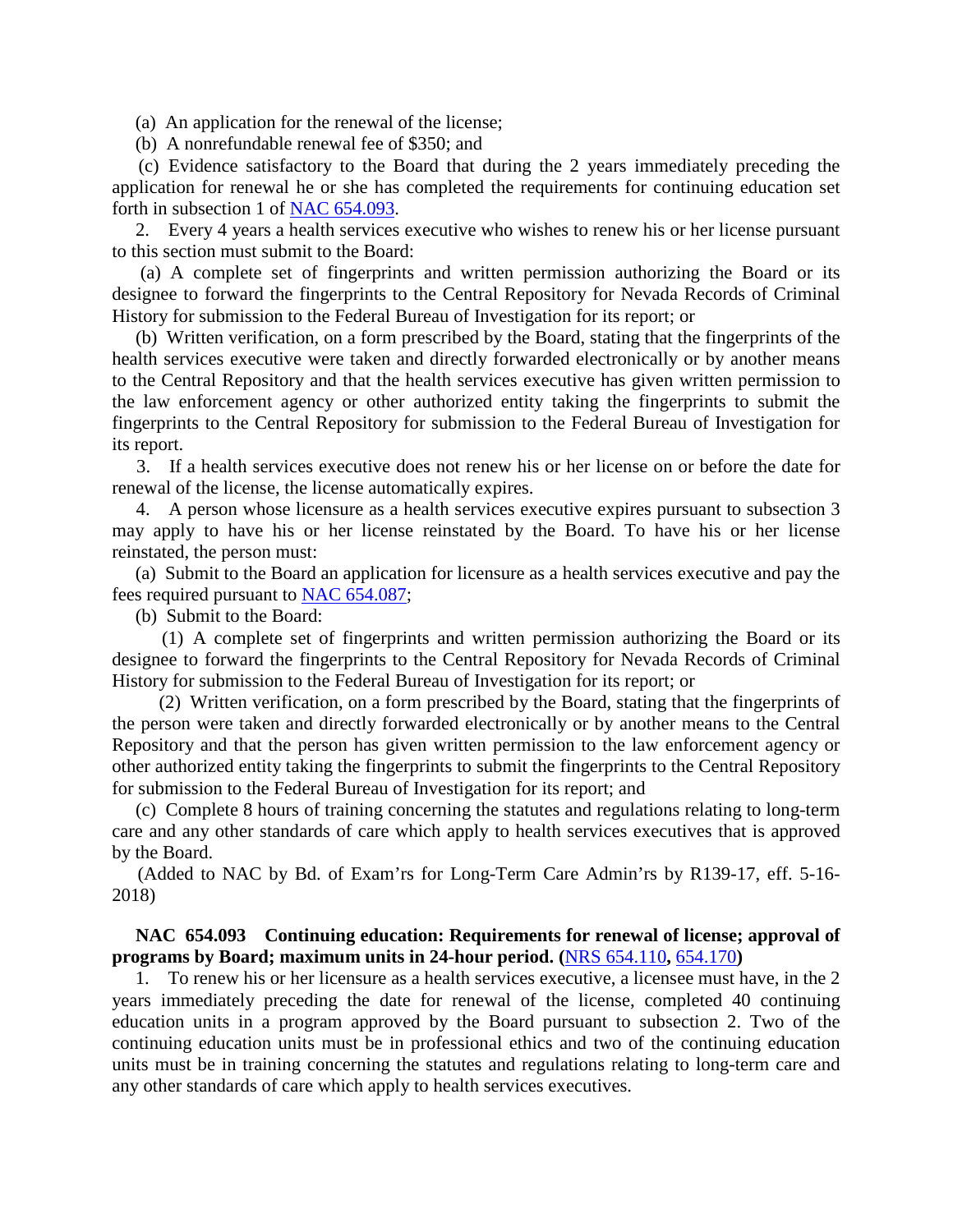(a) An application for the renewal of the license;

(b) A nonrefundable renewal fee of $350; and

(c) Evidence satisfactory to the Board that during the 2 years immediately preceding the application for renewal he or she has completed the requirements for continuing education set forth in subsection 1 of NAC 654.093.

2. Every 4 years a health services executive who wishes to renew his or her license pursuant to this section must submit to the Board:

(a) A complete set of fingerprints and written permission authorizing the Board or its designee to forward the fingerprints to the Central Repository for Nevada Records of Criminal History for submission to the Federal Bureau of Investigation for its report; or

(b) Written verification, on a form prescribed by the Board, stating that the fingerprints of the health services executive were taken and directly forwarded electronically or by another means to the Central Repository and that the health services executive has given written permission to the law enforcement agency or other authorized entity taking the fingerprints to submit the fingerprints to the Central Repository for submission to the Federal Bureau of Investigation for its report.

3. If a health services executive does not renew his or her license on or before the date for renewal of the license, the license automatically expires.

4. A person whose licensure as a health services executive expires pursuant to subsection 3 may apply to have his or her license reinstated by the Board. To have his or her license reinstated, the person must:

(a) Submit to the Board an application for licensure as a health services executive and pay the fees required pursuant to NAC 654.087;

(b) Submit to the Board:

(1) A complete set of fingerprints and written permission authorizing the Board or its designee to forward the fingerprints to the Central Repository for Nevada Records of Criminal History for submission to the Federal Bureau of Investigation for its report; or

(2) Written verification, on a form prescribed by the Board, stating that the fingerprints of the person were taken and directly forwarded electronically or by another means to the Central Repository and that the person has given written permission to the law enforcement agency or other authorized entity taking the fingerprints to submit the fingerprints to the Central Repository for submission to the Federal Bureau of Investigation for its report; and

(c) Complete 8 hours of training concerning the statutes and regulations relating to long-term care and any other standards of care which apply to health services executives that is approved by the Board.

(Added to NAC by Bd. of Exam'rs for Long-Term Care Admin'rs by R139-17, eff. 5-16-2018)

**NAC 654.093 Continuing education: Requirements for renewal of license; approval of programs by Board; maximum units in 24-hour period. (NRS 654.110, 654.170)**

1. To renew his or her licensure as a health services executive, a licensee must have, in the 2 years immediately preceding the date for renewal of the license, completed 40 continuing education units in a program approved by the Board pursuant to subsection 2. Two of the continuing education units must be in professional ethics and two of the continuing education units must be in training concerning the statutes and regulations relating to long-term care and any other standards of care which apply to health services executives.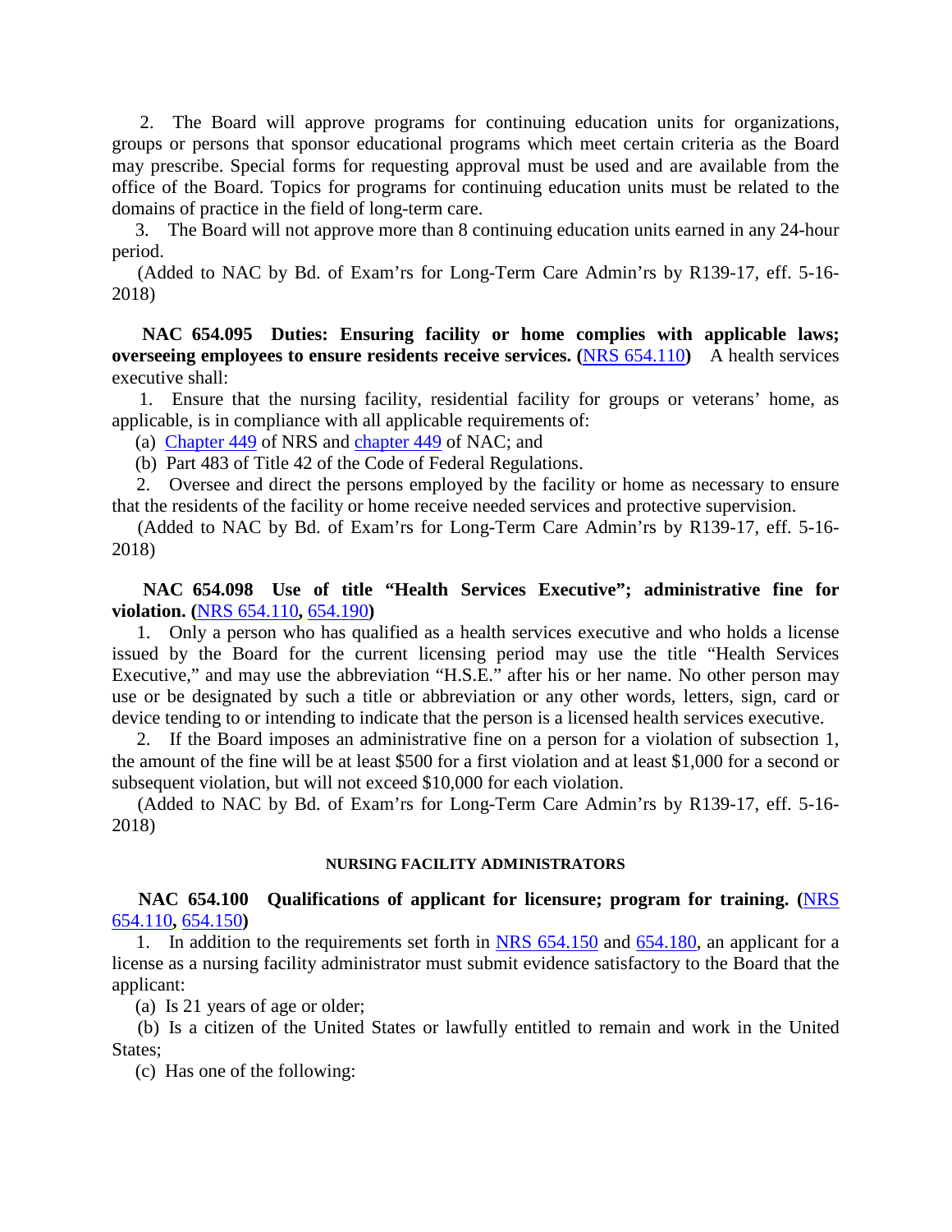2. The Board will approve programs for continuing education units for organizations, groups or persons that sponsor educational programs which meet certain criteria as the Board may prescribe. Special forms for requesting approval must be used and are available from the office of the Board. Topics for programs for continuing education units must be related to the domains of practice in the field of long-term care.

3. The Board will not approve more than 8 continuing education units earned in any 24-hour period.

(Added to NAC by Bd. of Exam'rs for Long-Term Care Admin'rs by R139-17, eff. 5-16-2018)

**NAC 654.095 Duties: Ensuring facility or home complies with applicable laws; overseeing employees to ensure residents receive services. (NRS 654.110)** A health services executive shall:

1. Ensure that the nursing facility, residential facility for groups or veterans' home, as applicable, is in compliance with all applicable requirements of:

(a) Chapter 449 of NRS and chapter 449 of NAC; and

(b) Part 483 of Title 42 of the Code of Federal Regulations.

2. Oversee and direct the persons employed by the facility or home as necessary to ensure that the residents of the facility or home receive needed services and protective supervision.

(Added to NAC by Bd. of Exam'rs for Long-Term Care Admin'rs by R139-17, eff. 5-16-2018)

**NAC 654.098 Use of title "Health Services Executive"; administrative fine for violation. (NRS 654.110, 654.190)**

1. Only a person who has qualified as a health services executive and who holds a license issued by the Board for the current licensing period may use the title "Health Services Executive," and may use the abbreviation "H.S.E." after his or her name. No other person may use or be designated by such a title or abbreviation or any other words, letters, sign, card or device tending to or intending to indicate that the person is a licensed health services executive.

2. If the Board imposes an administrative fine on a person for a violation of subsection 1, the amount of the fine will be at least $500 for a first violation and at least $1,000 for a second or subsequent violation, but will not exceed $10,000 for each violation.

(Added to NAC by Bd. of Exam'rs for Long-Term Care Admin'rs by R139-17, eff. 5-16-2018)

## NURSING FACILITY ADMINISTRATORS

**NAC 654.100 Qualifications of applicant for licensure; program for training. (NRS 654.110, 654.150)**

1. In addition to the requirements set forth in NRS 654.150 and 654.180, an applicant for a license as a nursing facility administrator must submit evidence satisfactory to the Board that the applicant:

(a) Is 21 years of age or older;

(b) Is a citizen of the United States or lawfully entitled to remain and work in the United States;

(c) Has one of the following: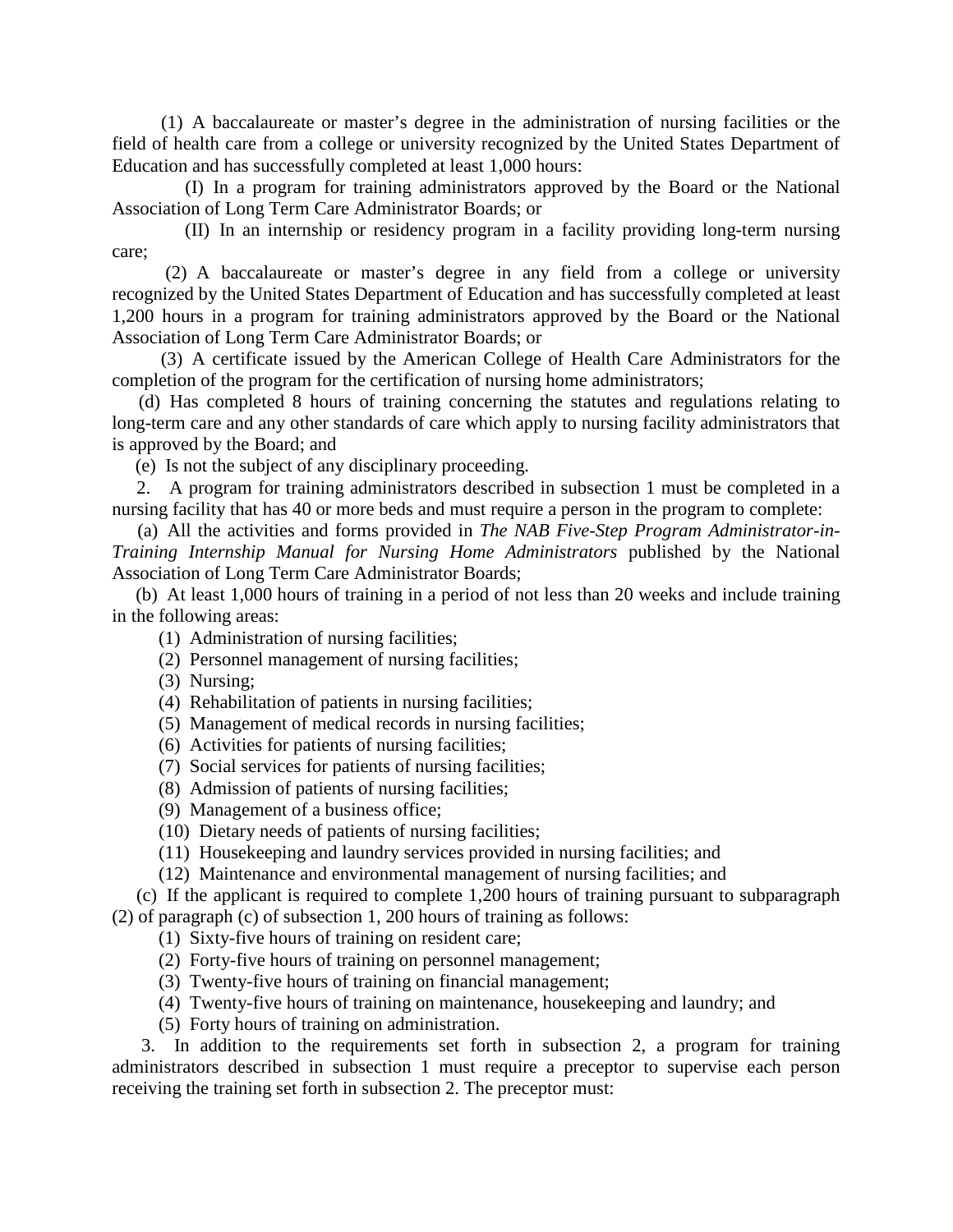(1) A baccalaureate or master's degree in the administration of nursing facilities or the field of health care from a college or university recognized by the United States Department of Education and has successfully completed at least 1,000 hours:

(I) In a program for training administrators approved by the Board or the National Association of Long Term Care Administrator Boards; or

(II) In an internship or residency program in a facility providing long-term nursing care;

(2) A baccalaureate or master's degree in any field from a college or university recognized by the United States Department of Education and has successfully completed at least 1,200 hours in a program for training administrators approved by the Board or the National Association of Long Term Care Administrator Boards; or

(3) A certificate issued by the American College of Health Care Administrators for the completion of the program for the certification of nursing home administrators;

(d) Has completed 8 hours of training concerning the statutes and regulations relating to long-term care and any other standards of care which apply to nursing facility administrators that is approved by the Board; and

(e) Is not the subject of any disciplinary proceeding.

2. A program for training administrators described in subsection 1 must be completed in a nursing facility that has 40 or more beds and must require a person in the program to complete:

(a) All the activities and forms provided in *The NAB Five-Step Program Administrator-in-Training Internship Manual for Nursing Home Administrators* published by the National Association of Long Term Care Administrator Boards;

(b) At least 1,000 hours of training in a period of not less than 20 weeks and include training in the following areas:

(1) Administration of nursing facilities;

(2) Personnel management of nursing facilities;

(3) Nursing;

(4) Rehabilitation of patients in nursing facilities;

(5) Management of medical records in nursing facilities;

(6) Activities for patients of nursing facilities;

(7) Social services for patients of nursing facilities;

(8) Admission of patients of nursing facilities;

(9) Management of a business office;

(10) Dietary needs of patients of nursing facilities;

(11) Housekeeping and laundry services provided in nursing facilities; and

(12) Maintenance and environmental management of nursing facilities; and

(c) If the applicant is required to complete 1,200 hours of training pursuant to subparagraph (2) of paragraph (c) of subsection 1, 200 hours of training as follows:

(1) Sixty-five hours of training on resident care;

(2) Forty-five hours of training on personnel management;

(3) Twenty-five hours of training on financial management;

(4) Twenty-five hours of training on maintenance, housekeeping and laundry; and

(5) Forty hours of training on administration.

3. In addition to the requirements set forth in subsection 2, a program for training administrators described in subsection 1 must require a preceptor to supervise each person receiving the training set forth in subsection 2. The preceptor must: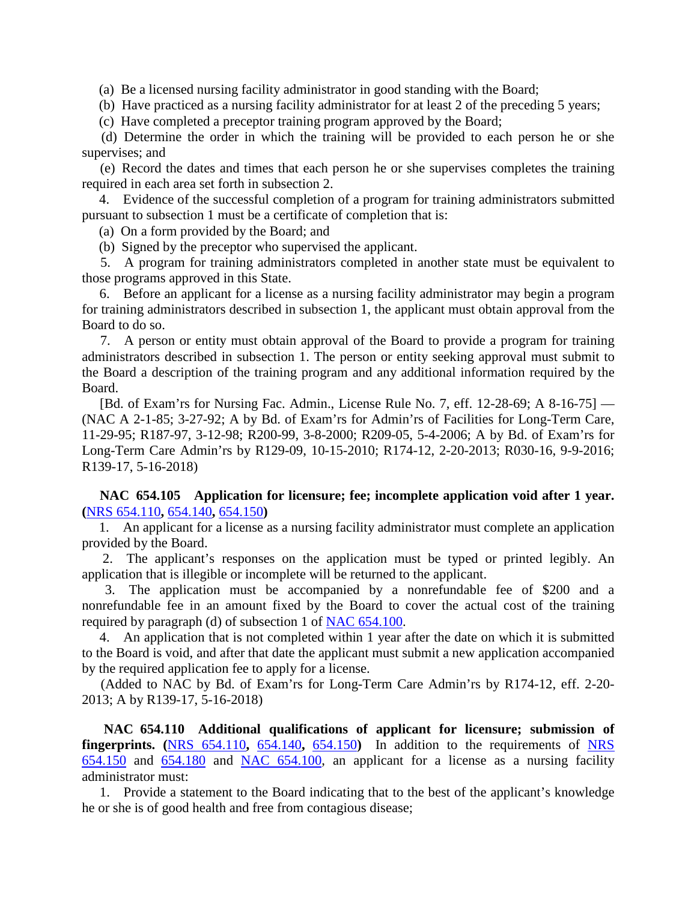(a) Be a licensed nursing facility administrator in good standing with the Board;

(b) Have practiced as a nursing facility administrator for at least 2 of the preceding 5 years;

(c) Have completed a preceptor training program approved by the Board;

(d) Determine the order in which the training will be provided to each person he or she supervises; and

(e) Record the dates and times that each person he or she supervises completes the training required in each area set forth in subsection 2.

4. Evidence of the successful completion of a program for training administrators submitted pursuant to subsection 1 must be a certificate of completion that is:

(a) On a form provided by the Board; and

(b) Signed by the preceptor who supervised the applicant.

5. A program for training administrators completed in another state must be equivalent to those programs approved in this State.

6. Before an applicant for a license as a nursing facility administrator may begin a program for training administrators described in subsection 1, the applicant must obtain approval from the Board to do so.

7. A person or entity must obtain approval of the Board to provide a program for training administrators described in subsection 1. The person or entity seeking approval must submit to the Board a description of the training program and any additional information required by the Board.

[Bd. of Exam'rs for Nursing Fac. Admin., License Rule No. 7, eff. 12-28-69; A 8-16-75] — (NAC A 2-1-85; 3-27-92; A by Bd. of Exam'rs for Admin'rs of Facilities for Long-Term Care, 11-29-95; R187-97, 3-12-98; R200-99, 3-8-2000; R209-05, 5-4-2006; A by Bd. of Exam'rs for Long-Term Care Admin'rs by R129-09, 10-15-2010; R174-12, 2-20-2013; R030-16, 9-9-2016; R139-17, 5-16-2018)

**NAC 654.105 Application for licensure; fee; incomplete application void after 1 year. (NRS 654.110, 654.140, 654.150)**

1. An applicant for a license as a nursing facility administrator must complete an application provided by the Board.

2. The applicant's responses on the application must be typed or printed legibly. An application that is illegible or incomplete will be returned to the applicant.

3. The application must be accompanied by a nonrefundable fee of $200 and a nonrefundable fee in an amount fixed by the Board to cover the actual cost of the training required by paragraph (d) of subsection 1 of NAC 654.100.

4. An application that is not completed within 1 year after the date on which it is submitted to the Board is void, and after that date the applicant must submit a new application accompanied by the required application fee to apply for a license.

(Added to NAC by Bd. of Exam'rs for Long-Term Care Admin'rs by R174-12, eff. 2-20-2013; A by R139-17, 5-16-2018)

**NAC 654.110 Additional qualifications of applicant for licensure; submission of fingerprints. (NRS 654.110, 654.140, 654.150)** In addition to the requirements of NRS 654.150 and 654.180 and NAC 654.100, an applicant for a license as a nursing facility administrator must:

1. Provide a statement to the Board indicating that to the best of the applicant's knowledge he or she is of good health and free from contagious disease;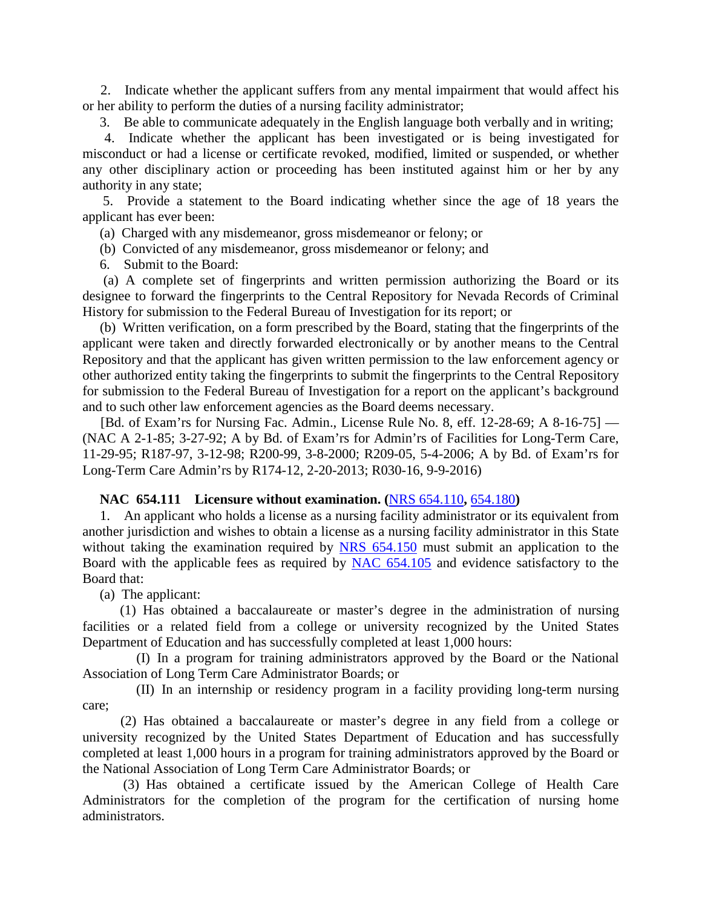2. Indicate whether the applicant suffers from any mental impairment that would affect his or her ability to perform the duties of a nursing facility administrator;

3. Be able to communicate adequately in the English language both verbally and in writing;

4. Indicate whether the applicant has been investigated or is being investigated for misconduct or had a license or certificate revoked, modified, limited or suspended, or whether any other disciplinary action or proceeding has been instituted against him or her by any authority in any state;

5. Provide a statement to the Board indicating whether since the age of 18 years the applicant has ever been:

(a) Charged with any misdemeanor, gross misdemeanor or felony; or

(b) Convicted of any misdemeanor, gross misdemeanor or felony; and

6. Submit to the Board:

(a) A complete set of fingerprints and written permission authorizing the Board or its designee to forward the fingerprints to the Central Repository for Nevada Records of Criminal History for submission to the Federal Bureau of Investigation for its report; or

(b) Written verification, on a form prescribed by the Board, stating that the fingerprints of the applicant were taken and directly forwarded electronically or by another means to the Central Repository and that the applicant has given written permission to the law enforcement agency or other authorized entity taking the fingerprints to submit the fingerprints to the Central Repository for submission to the Federal Bureau of Investigation for a report on the applicant's background and to such other law enforcement agencies as the Board deems necessary.

[Bd. of Exam'rs for Nursing Fac. Admin., License Rule No. 8, eff. 12-28-69; A 8-16-75] — (NAC A 2-1-85; 3-27-92; A by Bd. of Exam'rs for Admin'rs of Facilities for Long-Term Care, 11-29-95; R187-97, 3-12-98; R200-99, 3-8-2000; R209-05, 5-4-2006; A by Bd. of Exam'rs for Long-Term Care Admin'rs by R174-12, 2-20-2013; R030-16, 9-9-2016)

**NAC 654.111 Licensure without examination. (NRS 654.110, 654.180)**

1. An applicant who holds a license as a nursing facility administrator or its equivalent from another jurisdiction and wishes to obtain a license as a nursing facility administrator in this State without taking the examination required by NRS 654.150 must submit an application to the Board with the applicable fees as required by NAC 654.105 and evidence satisfactory to the Board that:

(a) The applicant:

(1) Has obtained a baccalaureate or master's degree in the administration of nursing facilities or a related field from a college or university recognized by the United States Department of Education and has successfully completed at least 1,000 hours:

(I) In a program for training administrators approved by the Board or the National Association of Long Term Care Administrator Boards; or

(II) In an internship or residency program in a facility providing long-term nursing care;

(2) Has obtained a baccalaureate or master's degree in any field from a college or university recognized by the United States Department of Education and has successfully completed at least 1,000 hours in a program for training administrators approved by the Board or the National Association of Long Term Care Administrator Boards; or

(3) Has obtained a certificate issued by the American College of Health Care Administrators for the completion of the program for the certification of nursing home administrators.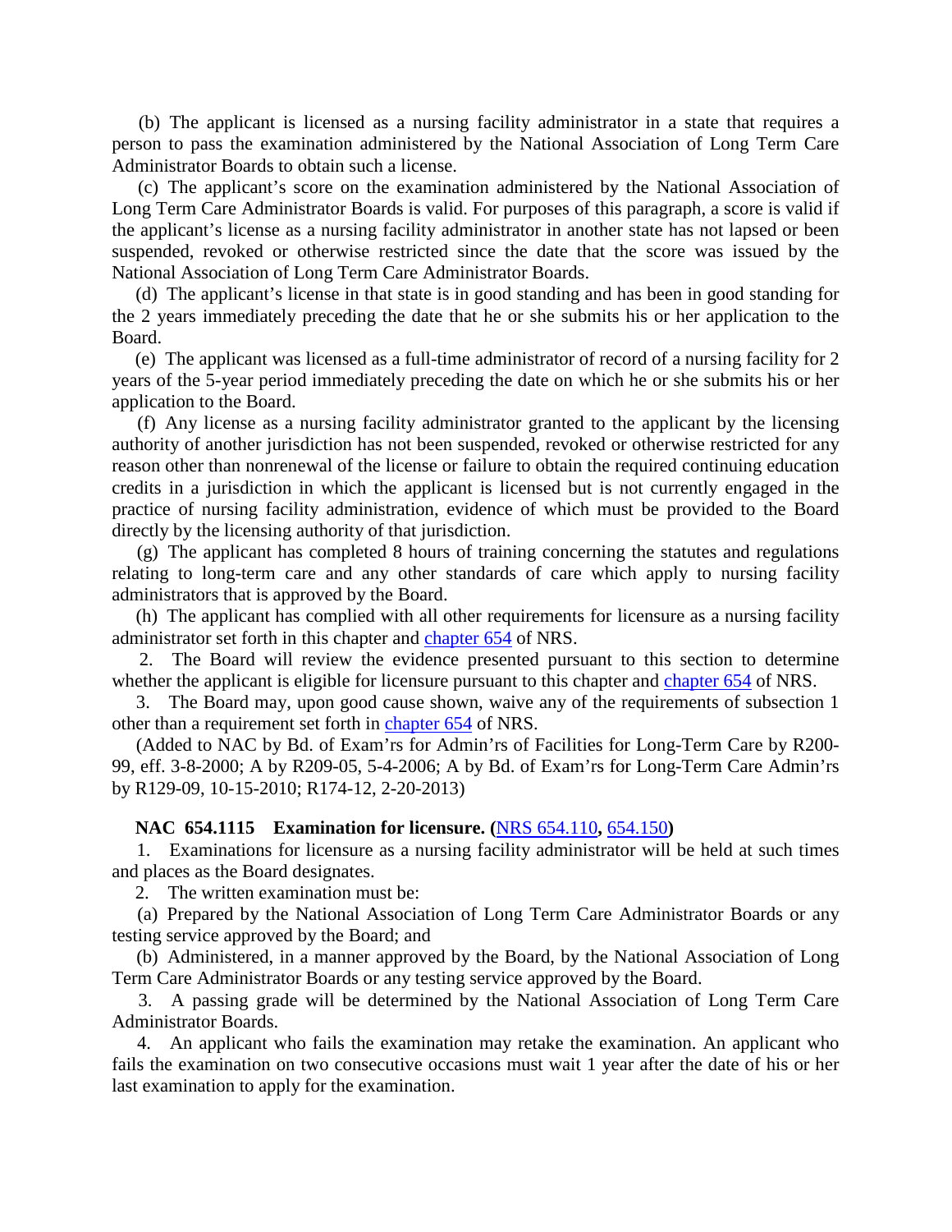(b) The applicant is licensed as a nursing facility administrator in a state that requires a person to pass the examination administered by the National Association of Long Term Care Administrator Boards to obtain such a license.

(c) The applicant's score on the examination administered by the National Association of Long Term Care Administrator Boards is valid. For purposes of this paragraph, a score is valid if the applicant's license as a nursing facility administrator in another state has not lapsed or been suspended, revoked or otherwise restricted since the date that the score was issued by the National Association of Long Term Care Administrator Boards.

(d) The applicant's license in that state is in good standing and has been in good standing for the 2 years immediately preceding the date that he or she submits his or her application to the Board.

(e) The applicant was licensed as a full-time administrator of record of a nursing facility for 2 years of the 5-year period immediately preceding the date on which he or she submits his or her application to the Board.

(f) Any license as a nursing facility administrator granted to the applicant by the licensing authority of another jurisdiction has not been suspended, revoked or otherwise restricted for any reason other than nonrenewal of the license or failure to obtain the required continuing education credits in a jurisdiction in which the applicant is licensed but is not currently engaged in the practice of nursing facility administration, evidence of which must be provided to the Board directly by the licensing authority of that jurisdiction.

(g) The applicant has completed 8 hours of training concerning the statutes and regulations relating to long-term care and any other standards of care which apply to nursing facility administrators that is approved by the Board.

(h) The applicant has complied with all other requirements for licensure as a nursing facility administrator set forth in this chapter and chapter 654 of NRS.

2. The Board will review the evidence presented pursuant to this section to determine whether the applicant is eligible for licensure pursuant to this chapter and chapter 654 of NRS.

3. The Board may, upon good cause shown, waive any of the requirements of subsection 1 other than a requirement set forth in chapter 654 of NRS.

(Added to NAC by Bd. of Exam'rs for Admin'rs of Facilities for Long-Term Care by R200-99, eff. 3-8-2000; A by R209-05, 5-4-2006; A by Bd. of Exam'rs for Long-Term Care Admin'rs by R129-09, 10-15-2010; R174-12, 2-20-2013)

**NAC 654.1115 Examination for licensure. (NRS 654.110, 654.150)**

1. Examinations for licensure as a nursing facility administrator will be held at such times and places as the Board designates.

2. The written examination must be:

(a) Prepared by the National Association of Long Term Care Administrator Boards or any testing service approved by the Board; and

(b) Administered, in a manner approved by the Board, by the National Association of Long Term Care Administrator Boards or any testing service approved by the Board.

3. A passing grade will be determined by the National Association of Long Term Care Administrator Boards.

4. An applicant who fails the examination may retake the examination. An applicant who fails the examination on two consecutive occasions must wait 1 year after the date of his or her last examination to apply for the examination.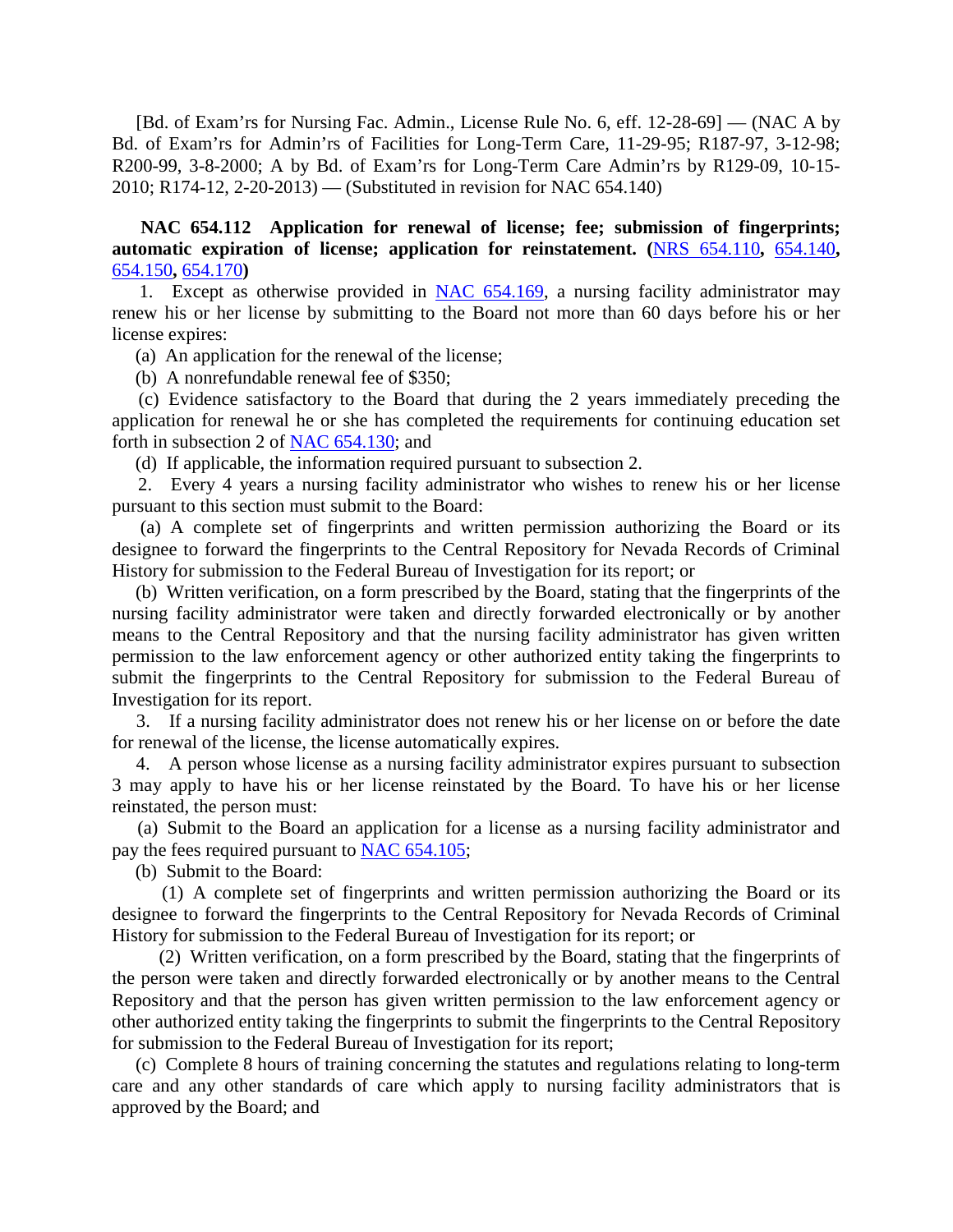[Bd. of Exam'rs for Nursing Fac. Admin., License Rule No. 6, eff. 12-28-69] — (NAC A by Bd. of Exam'rs for Admin'rs of Facilities for Long-Term Care, 11-29-95; R187-97, 3-12-98; R200-99, 3-8-2000; A by Bd. of Exam'rs for Long-Term Care Admin'rs by R129-09, 10-15-2010; R174-12, 2-20-2013) — (Substituted in revision for NAC 654.140)

**NAC 654.112 Application for renewal of license; fee; submission of fingerprints; automatic expiration of license; application for reinstatement. (**NRS 654.110**,** 654.140**,** 654.150**,** 654.170**)**

1. Except as otherwise provided in NAC 654.169, a nursing facility administrator may renew his or her license by submitting to the Board not more than 60 days before his or her license expires:

(a) An application for the renewal of the license;

(b) A nonrefundable renewal fee of $350;

(c) Evidence satisfactory to the Board that during the 2 years immediately preceding the application for renewal he or she has completed the requirements for continuing education set forth in subsection 2 of NAC 654.130; and

(d) If applicable, the information required pursuant to subsection 2.

2. Every 4 years a nursing facility administrator who wishes to renew his or her license pursuant to this section must submit to the Board:

(a) A complete set of fingerprints and written permission authorizing the Board or its designee to forward the fingerprints to the Central Repository for Nevada Records of Criminal History for submission to the Federal Bureau of Investigation for its report; or

(b) Written verification, on a form prescribed by the Board, stating that the fingerprints of the nursing facility administrator were taken and directly forwarded electronically or by another means to the Central Repository and that the nursing facility administrator has given written permission to the law enforcement agency or other authorized entity taking the fingerprints to submit the fingerprints to the Central Repository for submission to the Federal Bureau of Investigation for its report.

3. If a nursing facility administrator does not renew his or her license on or before the date for renewal of the license, the license automatically expires.

4. A person whose license as a nursing facility administrator expires pursuant to subsection 3 may apply to have his or her license reinstated by the Board. To have his or her license reinstated, the person must:

(a) Submit to the Board an application for a license as a nursing facility administrator and pay the fees required pursuant to NAC 654.105;

(b) Submit to the Board:

(1) A complete set of fingerprints and written permission authorizing the Board or its designee to forward the fingerprints to the Central Repository for Nevada Records of Criminal History for submission to the Federal Bureau of Investigation for its report; or

(2) Written verification, on a form prescribed by the Board, stating that the fingerprints of the person were taken and directly forwarded electronically or by another means to the Central Repository and that the person has given written permission to the law enforcement agency or other authorized entity taking the fingerprints to submit the fingerprints to the Central Repository for submission to the Federal Bureau of Investigation for its report;

(c) Complete 8 hours of training concerning the statutes and regulations relating to long-term care and any other standards of care which apply to nursing facility administrators that is approved by the Board; and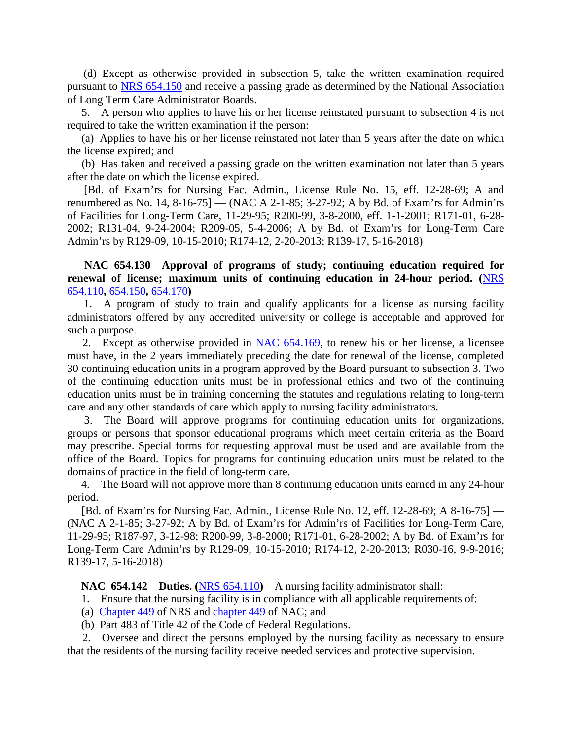(d) Except as otherwise provided in subsection 5, take the written examination required pursuant to [NRS 654.150](#) and receive a passing grade as determined by the National Association of Long Term Care Administrator Boards.

5. A person who applies to have his or her license reinstated pursuant to subsection 4 is not required to take the written examination if the person:

(a) Applies to have his or her license reinstated not later than 5 years after the date on which the license expired; and

(b) Has taken and received a passing grade on the written examination not later than 5 years after the date on which the license expired.

[Bd. of Exam'rs for Nursing Fac. Admin., License Rule No. 15, eff. 12-28-69; A and renumbered as No. 14, 8-16-75] — (NAC A 2-1-85; 3-27-92; A by Bd. of Exam'rs for Admin'rs of Facilities for Long-Term Care, 11-29-95; R200-99, 3-8-2000, eff. 1-1-2001; R171-01, 6-28-2002; R131-04, 9-24-2004; R209-05, 5-4-2006; A by Bd. of Exam'rs for Long-Term Care Admin'rs by R129-09, 10-15-2010; R174-12, 2-20-2013; R139-17, 5-16-2018)

**NAC 654.130 Approval of programs of study; continuing education required for renewal of license; maximum units of continuing education in 24-hour period. (NRS 654.110, 654.150, 654.170)**

1. A program of study to train and qualify applicants for a license as nursing facility administrators offered by any accredited university or college is acceptable and approved for such a purpose.

2. Except as otherwise provided in [NAC 654.169](#), to renew his or her license, a licensee must have, in the 2 years immediately preceding the date for renewal of the license, completed 30 continuing education units in a program approved by the Board pursuant to subsection 3. Two of the continuing education units must be in professional ethics and two of the continuing education units must be in training concerning the statutes and regulations relating to long-term care and any other standards of care which apply to nursing facility administrators.

3. The Board will approve programs for continuing education units for organizations, groups or persons that sponsor educational programs which meet certain criteria as the Board may prescribe. Special forms for requesting approval must be used and are available from the office of the Board. Topics for programs for continuing education units must be related to the domains of practice in the field of long-term care.

4. The Board will not approve more than 8 continuing education units earned in any 24-hour period.

[Bd. of Exam'rs for Nursing Fac. Admin., License Rule No. 12, eff. 12-28-69; A 8-16-75] — (NAC A 2-1-85; 3-27-92; A by Bd. of Exam'rs for Admin'rs of Facilities for Long-Term Care, 11-29-95; R187-97, 3-12-98; R200-99, 3-8-2000; R171-01, 6-28-2002; A by Bd. of Exam'rs for Long-Term Care Admin'rs by R129-09, 10-15-2010; R174-12, 2-20-2013; R030-16, 9-9-2016; R139-17, 5-16-2018)

**NAC 654.142 Duties. (NRS 654.110)** A nursing facility administrator shall:

1. Ensure that the nursing facility is in compliance with all applicable requirements of:

(a) [Chapter 449](#) of NRS and [chapter 449](#) of NAC; and

(b) Part 483 of Title 42 of the Code of Federal Regulations.

2. Oversee and direct the persons employed by the nursing facility as necessary to ensure that the residents of the nursing facility receive needed services and protective supervision.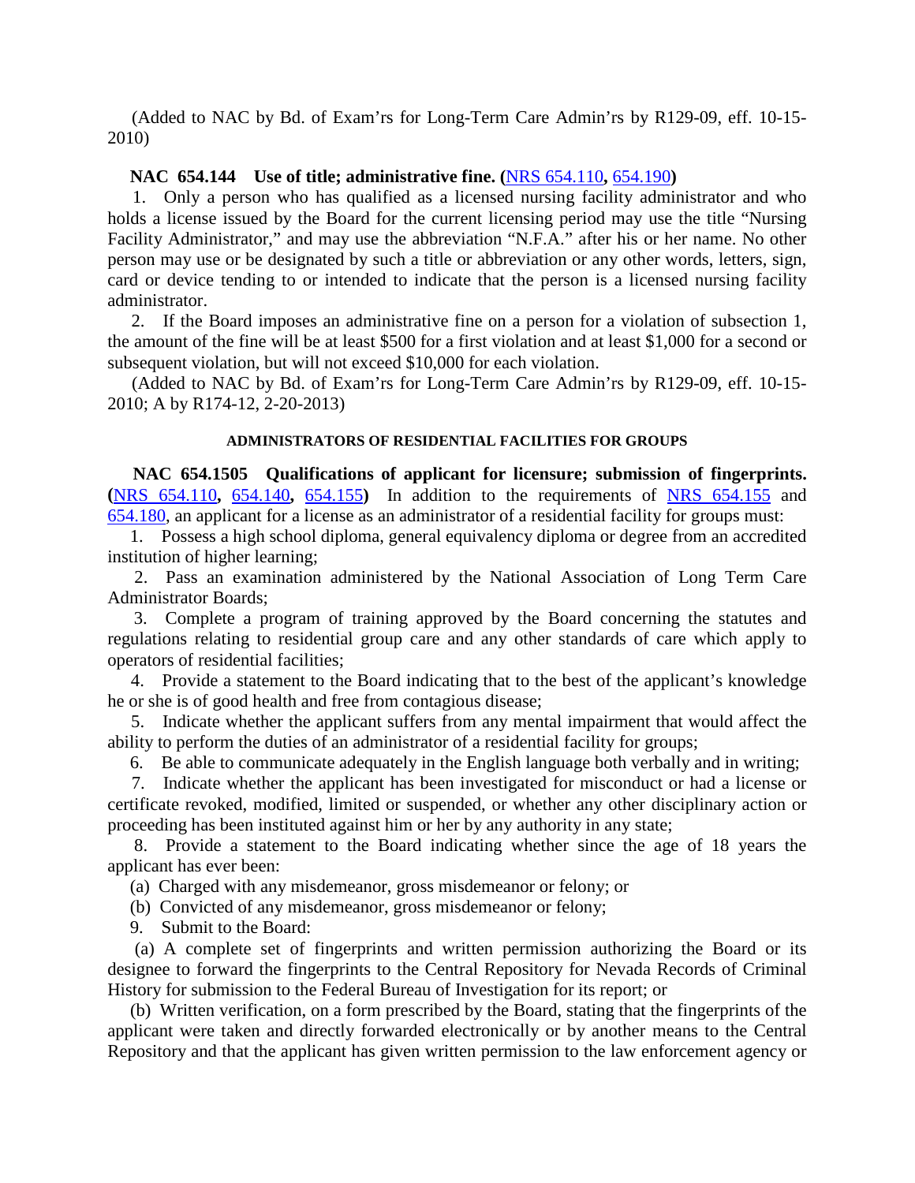(Added to NAC by Bd. of Exam'rs for Long-Term Care Admin'rs by R129-09, eff. 10-15-2010)

**NAC 654.144 Use of title; administrative fine. (NRS 654.110, 654.190)**

1. Only a person who has qualified as a licensed nursing facility administrator and who holds a license issued by the Board for the current licensing period may use the title "Nursing Facility Administrator," and may use the abbreviation "N.F.A." after his or her name. No other person may use or be designated by such a title or abbreviation or any other words, letters, sign, card or device tending to or intended to indicate that the person is a licensed nursing facility administrator.

2. If the Board imposes an administrative fine on a person for a violation of subsection 1, the amount of the fine will be at least $500 for a first violation and at least $1,000 for a second or subsequent violation, but will not exceed $10,000 for each violation.

(Added to NAC by Bd. of Exam'rs for Long-Term Care Admin'rs by R129-09, eff. 10-15-2010; A by R174-12, 2-20-2013)

## ADMINISTRATORS OF RESIDENTIAL FACILITIES FOR GROUPS

**NAC 654.1505 Qualifications of applicant for licensure; submission of fingerprints. (NRS 654.110, 654.140, 654.155)** In addition to the requirements of NRS 654.155 and 654.180, an applicant for a license as an administrator of a residential facility for groups must:

1. Possess a high school diploma, general equivalency diploma or degree from an accredited institution of higher learning;

2. Pass an examination administered by the National Association of Long Term Care Administrator Boards;

3. Complete a program of training approved by the Board concerning the statutes and regulations relating to residential group care and any other standards of care which apply to operators of residential facilities;

4. Provide a statement to the Board indicating that to the best of the applicant's knowledge he or she is of good health and free from contagious disease;

5. Indicate whether the applicant suffers from any mental impairment that would affect the ability to perform the duties of an administrator of a residential facility for groups;

6. Be able to communicate adequately in the English language both verbally and in writing;

7. Indicate whether the applicant has been investigated for misconduct or had a license or certificate revoked, modified, limited or suspended, or whether any other disciplinary action or proceeding has been instituted against him or her by any authority in any state;

8. Provide a statement to the Board indicating whether since the age of 18 years the applicant has ever been:

(a) Charged with any misdemeanor, gross misdemeanor or felony; or

(b) Convicted of any misdemeanor, gross misdemeanor or felony;

9. Submit to the Board:

(a) A complete set of fingerprints and written permission authorizing the Board or its designee to forward the fingerprints to the Central Repository for Nevada Records of Criminal History for submission to the Federal Bureau of Investigation for its report; or

(b) Written verification, on a form prescribed by the Board, stating that the fingerprints of the applicant were taken and directly forwarded electronically or by another means to the Central Repository and that the applicant has given written permission to the law enforcement agency or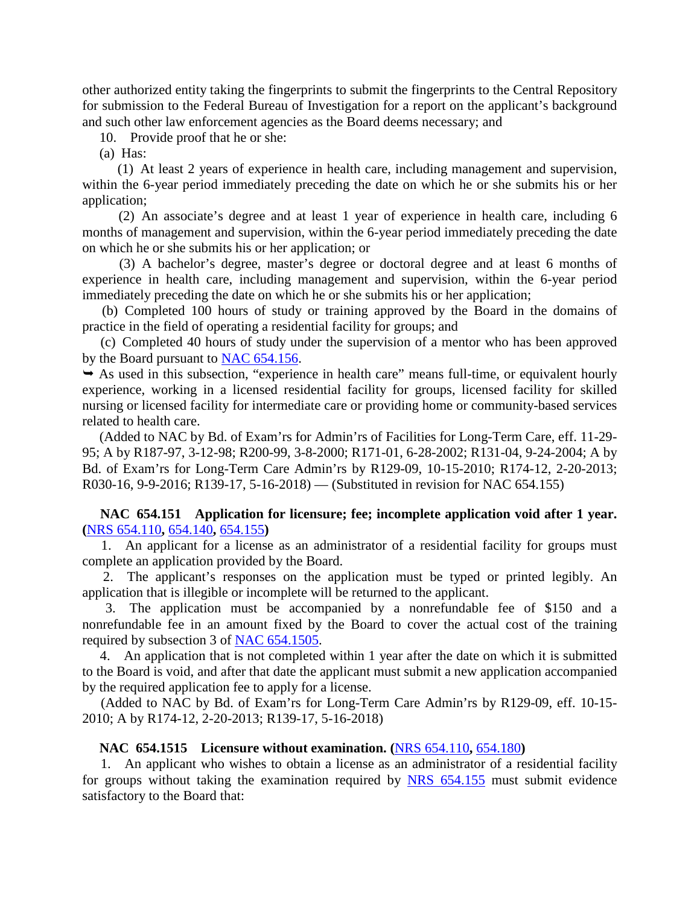other authorized entity taking the fingerprints to submit the fingerprints to the Central Repository for submission to the Federal Bureau of Investigation for a report on the applicant's background and such other law enforcement agencies as the Board deems necessary; and

10. Provide proof that he or she:

(a) Has:

(1) At least 2 years of experience in health care, including management and supervision, within the 6-year period immediately preceding the date on which he or she submits his or her application;

(2) An associate's degree and at least 1 year of experience in health care, including 6 months of management and supervision, within the 6-year period immediately preceding the date on which he or she submits his or her application; or

(3) A bachelor's degree, master's degree or doctoral degree and at least 6 months of experience in health care, including management and supervision, within the 6-year period immediately preceding the date on which he or she submits his or her application;

(b) Completed 100 hours of study or training approved by the Board in the domains of practice in the field of operating a residential facility for groups; and

(c) Completed 40 hours of study under the supervision of a mentor who has been approved by the Board pursuant to NAC 654.156.

➥ As used in this subsection, "experience in health care" means full-time, or equivalent hourly experience, working in a licensed residential facility for groups, licensed facility for skilled nursing or licensed facility for intermediate care or providing home or community-based services related to health care.

(Added to NAC by Bd. of Exam'rs for Admin'rs of Facilities for Long-Term Care, eff. 11-29-95; A by R187-97, 3-12-98; R200-99, 3-8-2000; R171-01, 6-28-2002; R131-04, 9-24-2004; A by Bd. of Exam'rs for Long-Term Care Admin'rs by R129-09, 10-15-2010; R174-12, 2-20-2013; R030-16, 9-9-2016; R139-17, 5-16-2018) — (Substituted in revision for NAC 654.155)

**NAC 654.151 Application for licensure; fee; incomplete application void after 1 year. (NRS 654.110, 654.140, 654.155)**

1. An applicant for a license as an administrator of a residential facility for groups must complete an application provided by the Board.

2. The applicant's responses on the application must be typed or printed legibly. An application that is illegible or incomplete will be returned to the applicant.

3. The application must be accompanied by a nonrefundable fee of $150 and a nonrefundable fee in an amount fixed by the Board to cover the actual cost of the training required by subsection 3 of NAC 654.1505.

4. An application that is not completed within 1 year after the date on which it is submitted to the Board is void, and after that date the applicant must submit a new application accompanied by the required application fee to apply for a license.

(Added to NAC by Bd. of Exam'rs for Long-Term Care Admin'rs by R129-09, eff. 10-15-2010; A by R174-12, 2-20-2013; R139-17, 5-16-2018)

**NAC 654.1515 Licensure without examination. (NRS 654.110, 654.180)**

1. An applicant who wishes to obtain a license as an administrator of a residential facility for groups without taking the examination required by NRS 654.155 must submit evidence satisfactory to the Board that: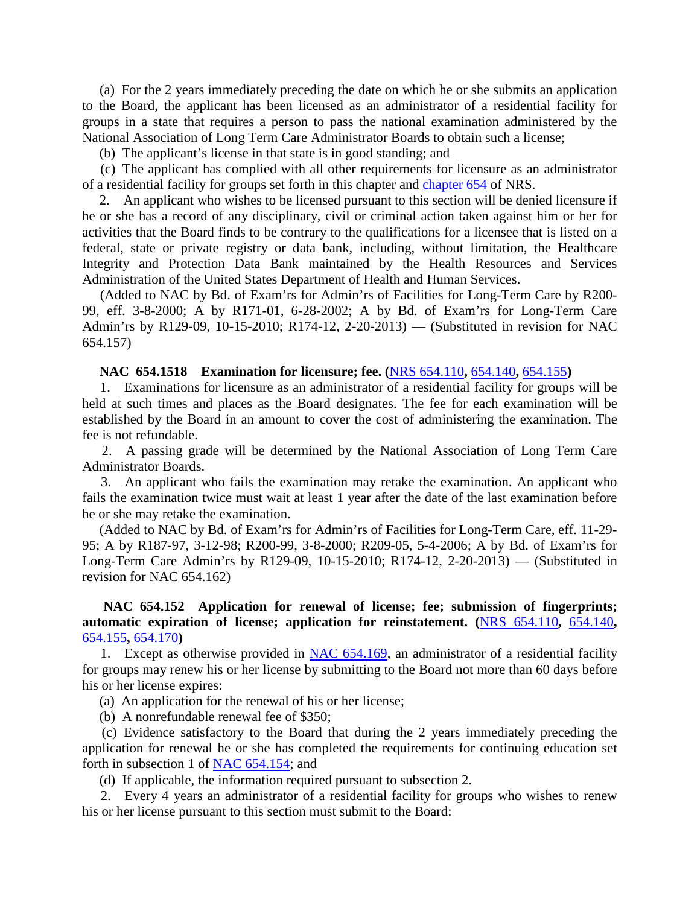(a) For the 2 years immediately preceding the date on which he or she submits an application to the Board, the applicant has been licensed as an administrator of a residential facility for groups in a state that requires a person to pass the national examination administered by the National Association of Long Term Care Administrator Boards to obtain such a license;

(b) The applicant's license in that state is in good standing; and

(c) The applicant has complied with all other requirements for licensure as an administrator of a residential facility for groups set forth in this chapter and chapter 654 of NRS.

2. An applicant who wishes to be licensed pursuant to this section will be denied licensure if he or she has a record of any disciplinary, civil or criminal action taken against him or her for activities that the Board finds to be contrary to the qualifications for a licensee that is listed on a federal, state or private registry or data bank, including, without limitation, the Healthcare Integrity and Protection Data Bank maintained by the Health Resources and Services Administration of the United States Department of Health and Human Services.

(Added to NAC by Bd. of Exam'rs for Admin'rs of Facilities for Long-Term Care by R200-99, eff. 3-8-2000; A by R171-01, 6-28-2002; A by Bd. of Exam'rs for Long-Term Care Admin'rs by R129-09, 10-15-2010; R174-12, 2-20-2013) — (Substituted in revision for NAC 654.157)

**NAC 654.1518 Examination for licensure; fee. (NRS 654.110, 654.140, 654.155)**

1. Examinations for licensure as an administrator of a residential facility for groups will be held at such times and places as the Board designates. The fee for each examination will be established by the Board in an amount to cover the cost of administering the examination. The fee is not refundable.

2. A passing grade will be determined by the National Association of Long Term Care Administrator Boards.

3. An applicant who fails the examination may retake the examination. An applicant who fails the examination twice must wait at least 1 year after the date of the last examination before he or she may retake the examination.

(Added to NAC by Bd. of Exam'rs for Admin'rs of Facilities for Long-Term Care, eff. 11-29-95; A by R187-97, 3-12-98; R200-99, 3-8-2000; R209-05, 5-4-2006; A by Bd. of Exam'rs for Long-Term Care Admin'rs by R129-09, 10-15-2010; R174-12, 2-20-2013) — (Substituted in revision for NAC 654.162)

**NAC 654.152 Application for renewal of license; fee; submission of fingerprints; automatic expiration of license; application for reinstatement. (NRS 654.110, 654.140, 654.155, 654.170)**

1. Except as otherwise provided in NAC 654.169, an administrator of a residential facility for groups may renew his or her license by submitting to the Board not more than 60 days before his or her license expires:

(a) An application for the renewal of his or her license;

(b) A nonrefundable renewal fee of $350;

(c) Evidence satisfactory to the Board that during the 2 years immediately preceding the application for renewal he or she has completed the requirements for continuing education set forth in subsection 1 of NAC 654.154; and

(d) If applicable, the information required pursuant to subsection 2.

2. Every 4 years an administrator of a residential facility for groups who wishes to renew his or her license pursuant to this section must submit to the Board: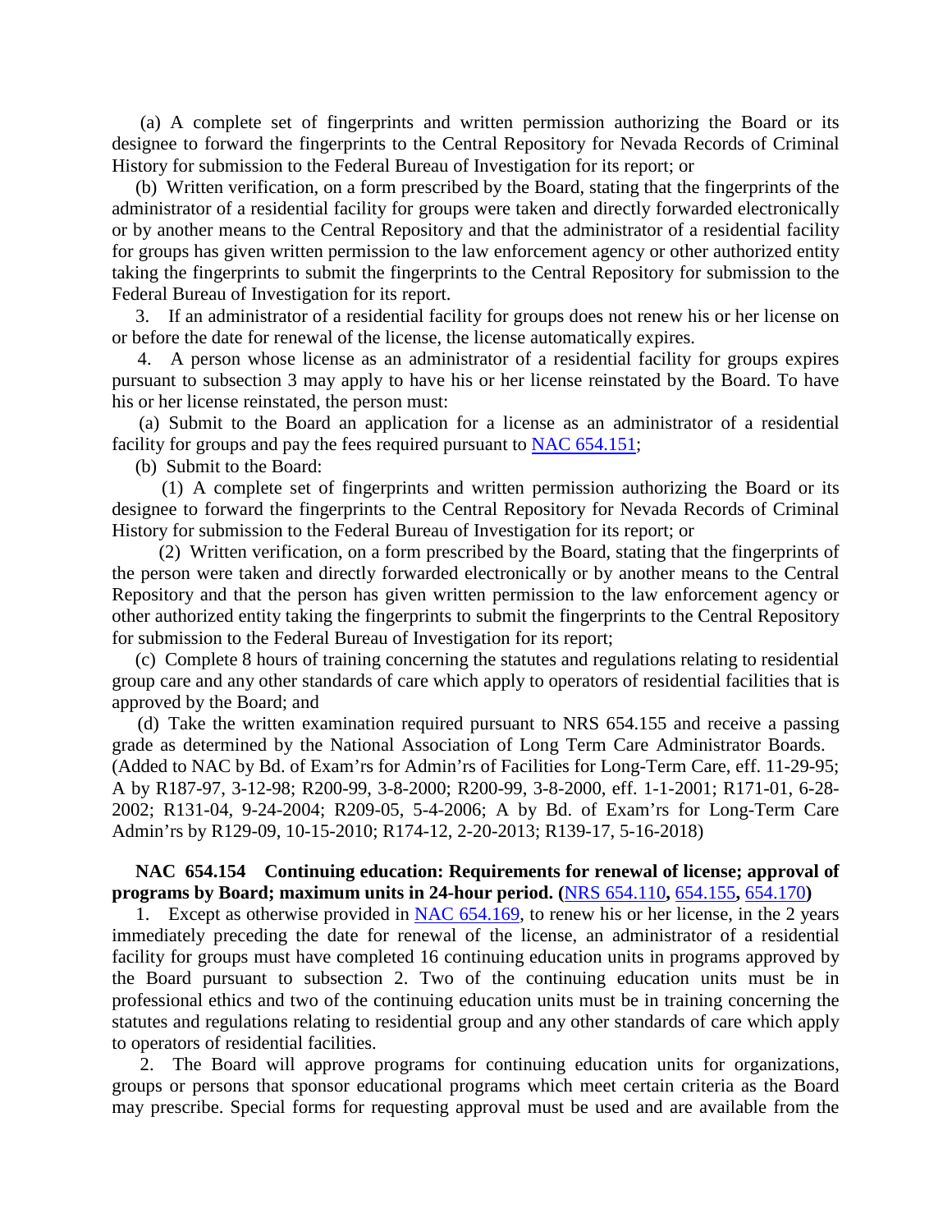(a) A complete set of fingerprints and written permission authorizing the Board or its designee to forward the fingerprints to the Central Repository for Nevada Records of Criminal History for submission to the Federal Bureau of Investigation for its report; or

(b) Written verification, on a form prescribed by the Board, stating that the fingerprints of the administrator of a residential facility for groups were taken and directly forwarded electronically or by another means to the Central Repository and that the administrator of a residential facility for groups has given written permission to the law enforcement agency or other authorized entity taking the fingerprints to submit the fingerprints to the Central Repository for submission to the Federal Bureau of Investigation for its report.

3. If an administrator of a residential facility for groups does not renew his or her license on or before the date for renewal of the license, the license automatically expires.

4. A person whose license as an administrator of a residential facility for groups expires pursuant to subsection 3 may apply to have his or her license reinstated by the Board. To have his or her license reinstated, the person must:

(a) Submit to the Board an application for a license as an administrator of a residential facility for groups and pay the fees required pursuant to NAC 654.151;

(b) Submit to the Board:

(1) A complete set of fingerprints and written permission authorizing the Board or its designee to forward the fingerprints to the Central Repository for Nevada Records of Criminal History for submission to the Federal Bureau of Investigation for its report; or

(2) Written verification, on a form prescribed by the Board, stating that the fingerprints of the person were taken and directly forwarded electronically or by another means to the Central Repository and that the person has given written permission to the law enforcement agency or other authorized entity taking the fingerprints to submit the fingerprints to the Central Repository for submission to the Federal Bureau of Investigation for its report;

(c) Complete 8 hours of training concerning the statutes and regulations relating to residential group care and any other standards of care which apply to operators of residential facilities that is approved by the Board; and

(d) Take the written examination required pursuant to NRS 654.155 and receive a passing grade as determined by the National Association of Long Term Care Administrator Boards.

(Added to NAC by Bd. of Exam'rs for Admin'rs of Facilities for Long-Term Care, eff. 11-29-95; A by R187-97, 3-12-98; R200-99, 3-8-2000; R200-99, 3-8-2000, eff. 1-1-2001; R171-01, 6-28-2002; R131-04, 9-24-2004; R209-05, 5-4-2006; A by Bd. of Exam'rs for Long-Term Care Admin'rs by R129-09, 10-15-2010; R174-12, 2-20-2013; R139-17, 5-16-2018)

**NAC 654.154 Continuing education: Requirements for renewal of license; approval of programs by Board; maximum units in 24-hour period. (NRS 654.110, 654.155, 654.170)**

1. Except as otherwise provided in NAC 654.169, to renew his or her license, in the 2 years immediately preceding the date for renewal of the license, an administrator of a residential facility for groups must have completed 16 continuing education units in programs approved by the Board pursuant to subsection 2. Two of the continuing education units must be in professional ethics and two of the continuing education units must be in training concerning the statutes and regulations relating to residential group and any other standards of care which apply to operators of residential facilities.

2. The Board will approve programs for continuing education units for organizations, groups or persons that sponsor educational programs which meet certain criteria as the Board may prescribe. Special forms for requesting approval must be used and are available from the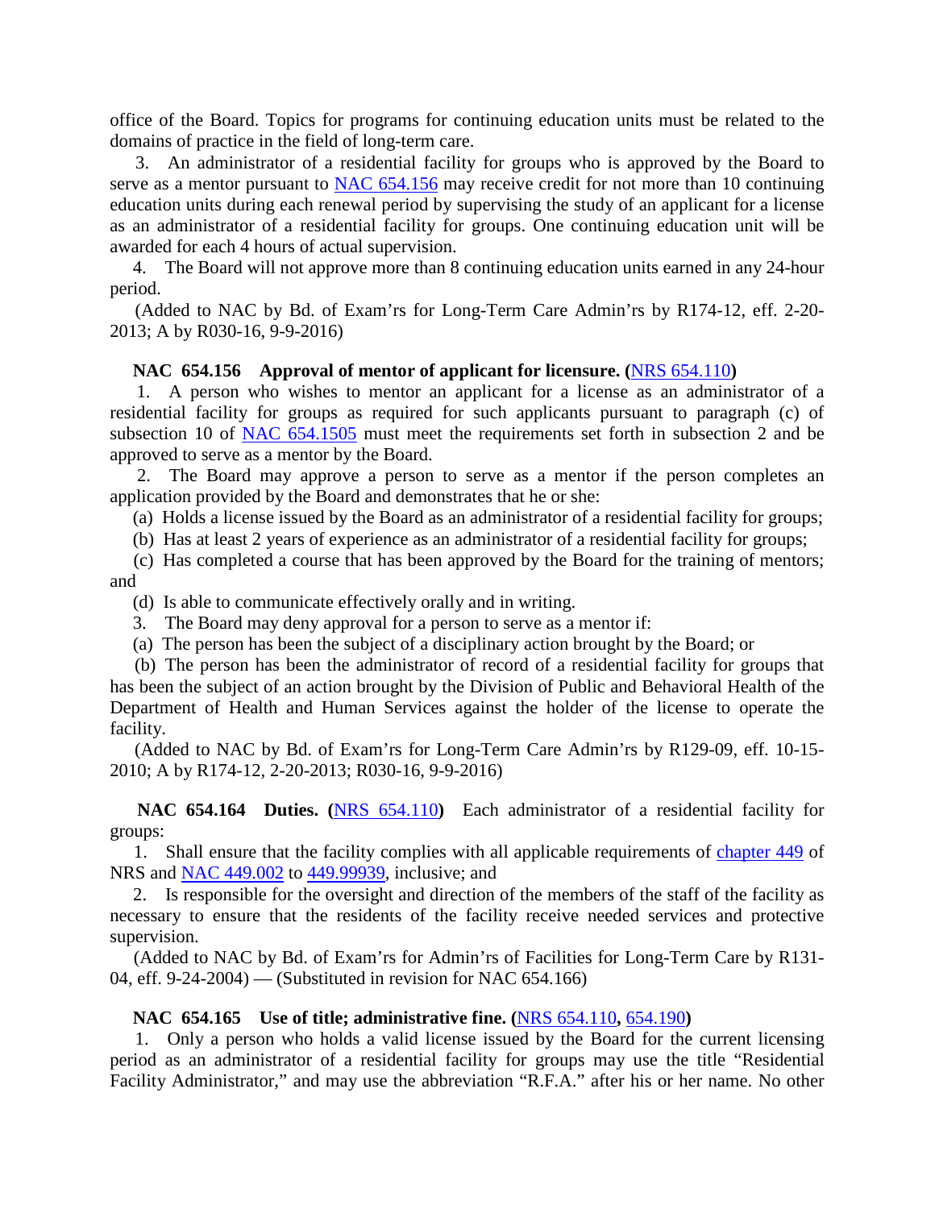office of the Board. Topics for programs for continuing education units must be related to the domains of practice in the field of long-term care.

3. An administrator of a residential facility for groups who is approved by the Board to serve as a mentor pursuant to NAC 654.156 may receive credit for not more than 10 continuing education units during each renewal period by supervising the study of an applicant for a license as an administrator of a residential facility for groups. One continuing education unit will be awarded for each 4 hours of actual supervision.

4. The Board will not approve more than 8 continuing education units earned in any 24-hour period.

(Added to NAC by Bd. of Exam'rs for Long-Term Care Admin'rs by R174-12, eff. 2-20-2013; A by R030-16, 9-9-2016)

**NAC 654.156 Approval of mentor of applicant for licensure. (NRS 654.110)**

1. A person who wishes to mentor an applicant for a license as an administrator of a residential facility for groups as required for such applicants pursuant to paragraph (c) of subsection 10 of NAC 654.1505 must meet the requirements set forth in subsection 2 and be approved to serve as a mentor by the Board.

2. The Board may approve a person to serve as a mentor if the person completes an application provided by the Board and demonstrates that he or she:

(a) Holds a license issued by the Board as an administrator of a residential facility for groups;

(b) Has at least 2 years of experience as an administrator of a residential facility for groups;

(c) Has completed a course that has been approved by the Board for the training of mentors; and

(d) Is able to communicate effectively orally and in writing.

3. The Board may deny approval for a person to serve as a mentor if:

(a) The person has been the subject of a disciplinary action brought by the Board; or

(b) The person has been the administrator of record of a residential facility for groups that has been the subject of an action brought by the Division of Public and Behavioral Health of the Department of Health and Human Services against the holder of the license to operate the facility.

(Added to NAC by Bd. of Exam'rs for Long-Term Care Admin'rs by R129-09, eff. 10-15-2010; A by R174-12, 2-20-2013; R030-16, 9-9-2016)

**NAC 654.164 Duties. (NRS 654.110)** Each administrator of a residential facility for groups:

1. Shall ensure that the facility complies with all applicable requirements of chapter 449 of NRS and NAC 449.002 to 449.99939, inclusive; and

2. Is responsible for the oversight and direction of the members of the staff of the facility as necessary to ensure that the residents of the facility receive needed services and protective supervision.

(Added to NAC by Bd. of Exam'rs for Admin'rs of Facilities for Long-Term Care by R131-04, eff. 9-24-2004) — (Substituted in revision for NAC 654.166)

**NAC 654.165 Use of title; administrative fine. (NRS 654.110, 654.190)**

1. Only a person who holds a valid license issued by the Board for the current licensing period as an administrator of a residential facility for groups may use the title "Residential Facility Administrator," and may use the abbreviation "R.F.A." after his or her name. No other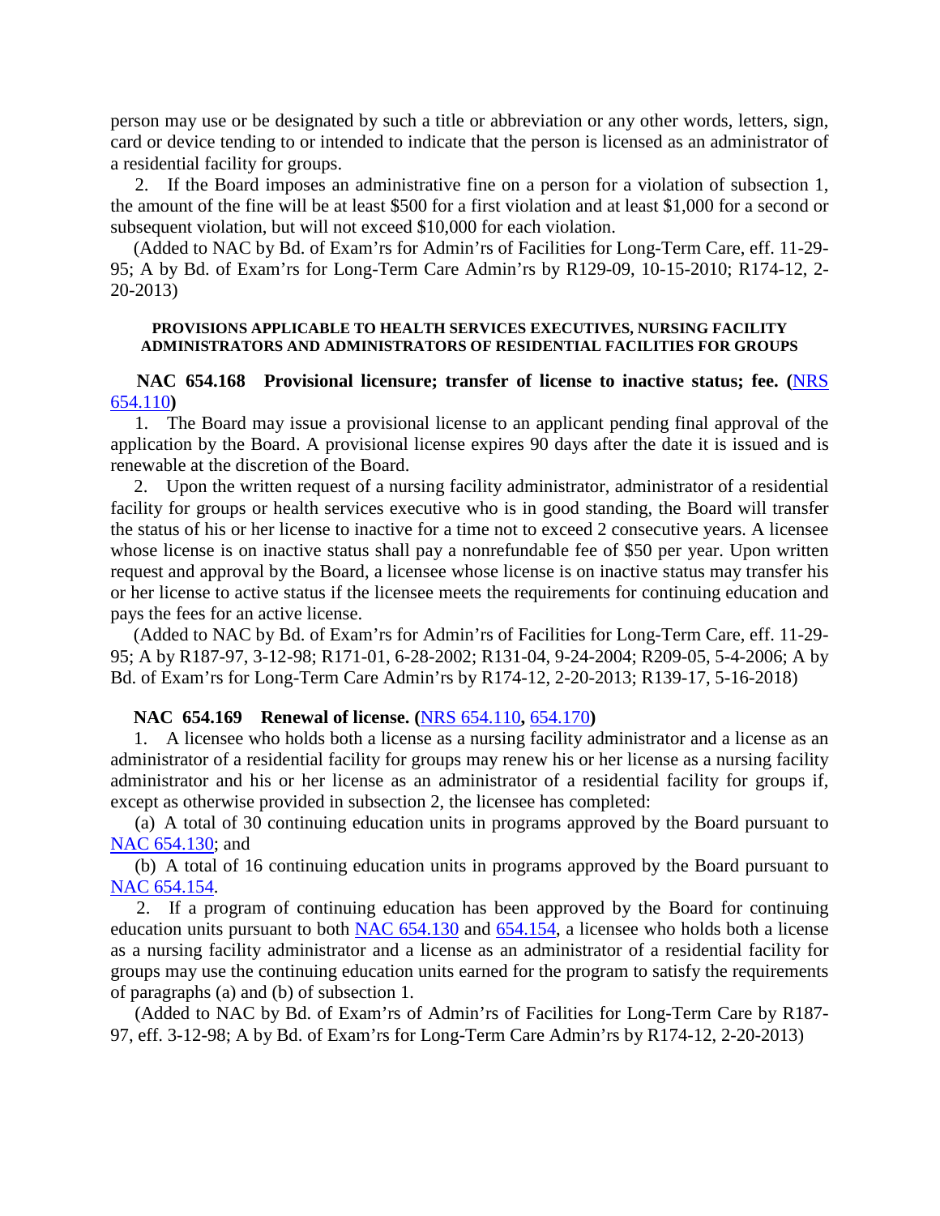person may use or be designated by such a title or abbreviation or any other words, letters, sign, card or device tending to or intended to indicate that the person is licensed as an administrator of a residential facility for groups.

2. If the Board imposes an administrative fine on a person for a violation of subsection 1, the amount of the fine will be at least $500 for a first violation and at least $1,000 for a second or subsequent violation, but will not exceed $10,000 for each violation.

(Added to NAC by Bd. of Exam'rs for Admin'rs of Facilities for Long-Term Care, eff. 11-29-95; A by Bd. of Exam'rs for Long-Term Care Admin'rs by R129-09, 10-15-2010; R174-12, 2-20-2013)

#### PROVISIONS APPLICABLE TO HEALTH SERVICES EXECUTIVES, NURSING FACILITY ADMINISTRATORS AND ADMINISTRATORS OF RESIDENTIAL FACILITIES FOR GROUPS

**NAC 654.168 Provisional licensure; transfer of license to inactive status; fee. (NRS 654.110)**

1. The Board may issue a provisional license to an applicant pending final approval of the application by the Board. A provisional license expires 90 days after the date it is issued and is renewable at the discretion of the Board.

2. Upon the written request of a nursing facility administrator, administrator of a residential facility for groups or health services executive who is in good standing, the Board will transfer the status of his or her license to inactive for a time not to exceed 2 consecutive years. A licensee whose license is on inactive status shall pay a nonrefundable fee of $50 per year. Upon written request and approval by the Board, a licensee whose license is on inactive status may transfer his or her license to active status if the licensee meets the requirements for continuing education and pays the fees for an active license.

(Added to NAC by Bd. of Exam'rs for Admin'rs of Facilities for Long-Term Care, eff. 11-29-95; A by R187-97, 3-12-98; R171-01, 6-28-2002; R131-04, 9-24-2004; R209-05, 5-4-2006; A by Bd. of Exam'rs for Long-Term Care Admin'rs by R174-12, 2-20-2013; R139-17, 5-16-2018)

**NAC 654.169 Renewal of license. (NRS 654.110, 654.170)**

1. A licensee who holds both a license as a nursing facility administrator and a license as an administrator of a residential facility for groups may renew his or her license as a nursing facility administrator and his or her license as an administrator of a residential facility for groups if, except as otherwise provided in subsection 2, the licensee has completed:

(a) A total of 30 continuing education units in programs approved by the Board pursuant to NAC 654.130; and

(b) A total of 16 continuing education units in programs approved by the Board pursuant to NAC 654.154.

2. If a program of continuing education has been approved by the Board for continuing education units pursuant to both NAC 654.130 and 654.154, a licensee who holds both a license as a nursing facility administrator and a license as an administrator of a residential facility for groups may use the continuing education units earned for the program to satisfy the requirements of paragraphs (a) and (b) of subsection 1.

(Added to NAC by Bd. of Exam'rs of Admin'rs of Facilities for Long-Term Care by R187-97, eff. 3-12-98; A by Bd. of Exam'rs for Long-Term Care Admin'rs by R174-12, 2-20-2013)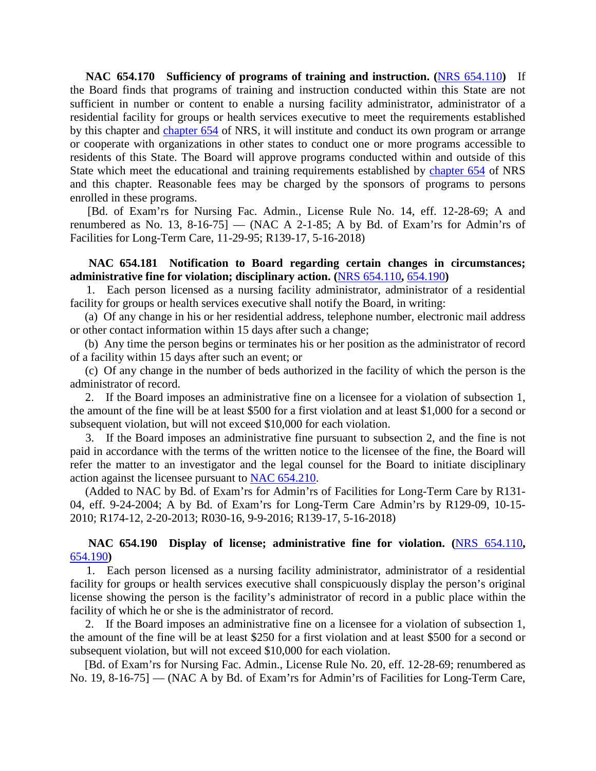**NAC 654.170 Sufficiency of programs of training and instruction. (NRS 654.110)** If the Board finds that programs of training and instruction conducted within this State are not sufficient in number or content to enable a nursing facility administrator, administrator of a residential facility for groups or health services executive to meet the requirements established by this chapter and chapter 654 of NRS, it will institute and conduct its own program or arrange or cooperate with organizations in other states to conduct one or more programs accessible to residents of this State. The Board will approve programs conducted within and outside of this State which meet the educational and training requirements established by chapter 654 of NRS and this chapter. Reasonable fees may be charged by the sponsors of programs to persons enrolled in these programs.

[Bd. of Exam'rs for Nursing Fac. Admin., License Rule No. 14, eff. 12-28-69; A and renumbered as No. 13, 8-16-75] — (NAC A 2-1-85; A by Bd. of Exam'rs for Admin'rs of Facilities for Long-Term Care, 11-29-95; R139-17, 5-16-2018)

**NAC 654.181 Notification to Board regarding certain changes in circumstances; administrative fine for violation; disciplinary action. (NRS 654.110, 654.190)**

1. Each person licensed as a nursing facility administrator, administrator of a residential facility for groups or health services executive shall notify the Board, in writing:

(a) Of any change in his or her residential address, telephone number, electronic mail address or other contact information within 15 days after such a change;

(b) Any time the person begins or terminates his or her position as the administrator of record of a facility within 15 days after such an event; or

(c) Of any change in the number of beds authorized in the facility of which the person is the administrator of record.

2. If the Board imposes an administrative fine on a licensee for a violation of subsection 1, the amount of the fine will be at least $500 for a first violation and at least $1,000 for a second or subsequent violation, but will not exceed $10,000 for each violation.

3. If the Board imposes an administrative fine pursuant to subsection 2, and the fine is not paid in accordance with the terms of the written notice to the licensee of the fine, the Board will refer the matter to an investigator and the legal counsel for the Board to initiate disciplinary action against the licensee pursuant to NAC 654.210.

(Added to NAC by Bd. of Exam'rs for Admin'rs of Facilities for Long-Term Care by R131-04, eff. 9-24-2004; A by Bd. of Exam'rs for Long-Term Care Admin'rs by R129-09, 10-15-2010; R174-12, 2-20-2013; R030-16, 9-9-2016; R139-17, 5-16-2018)

**NAC 654.190 Display of license; administrative fine for violation. (NRS 654.110, 654.190)**

1. Each person licensed as a nursing facility administrator, administrator of a residential facility for groups or health services executive shall conspicuously display the person's original license showing the person is the facility's administrator of record in a public place within the facility of which he or she is the administrator of record.

2. If the Board imposes an administrative fine on a licensee for a violation of subsection 1, the amount of the fine will be at least $250 for a first violation and at least $500 for a second or subsequent violation, but will not exceed $10,000 for each violation.

[Bd. of Exam'rs for Nursing Fac. Admin., License Rule No. 20, eff. 12-28-69; renumbered as No. 19, 8-16-75] — (NAC A by Bd. of Exam'rs for Admin'rs of Facilities for Long-Term Care,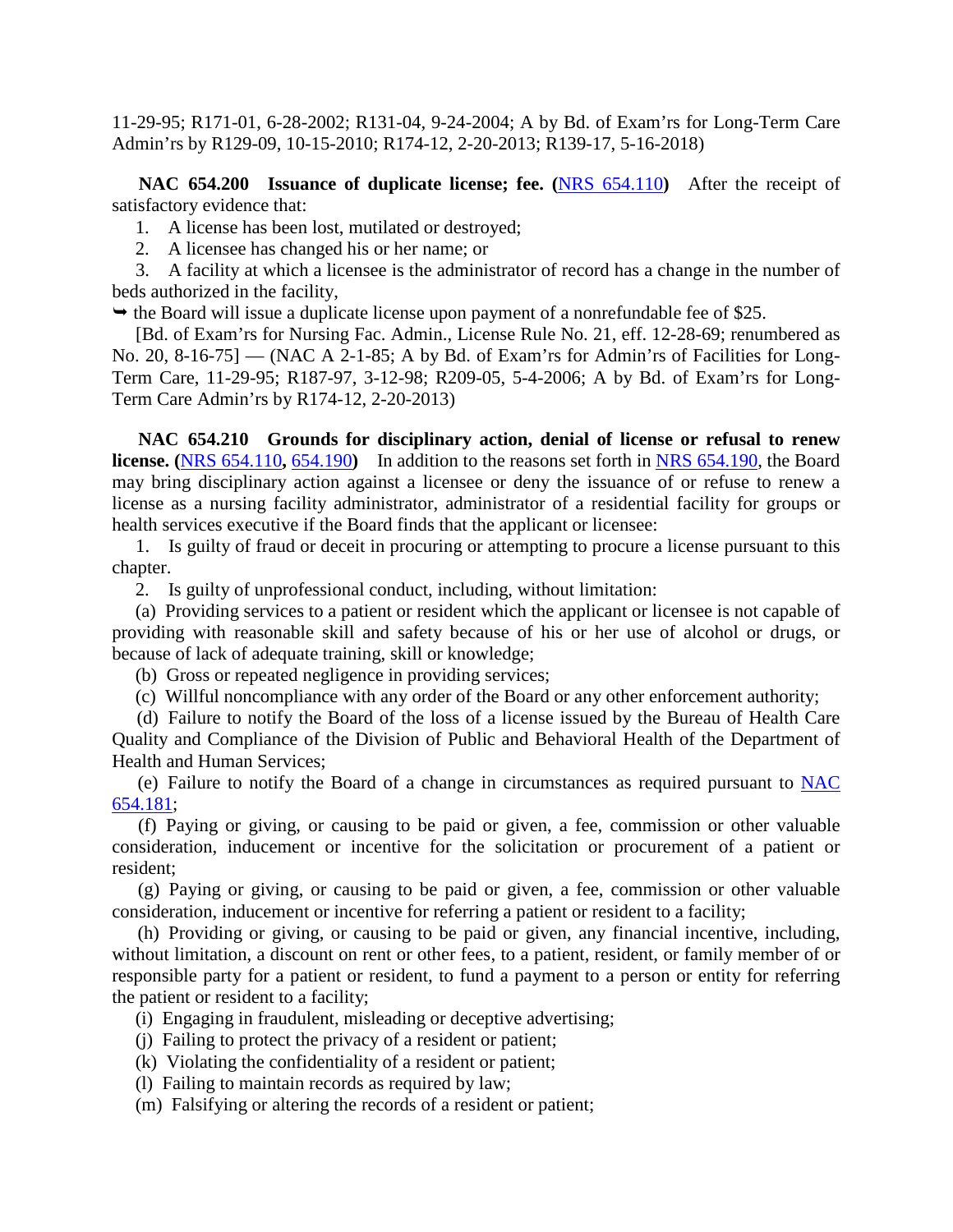11-29-95; R171-01, 6-28-2002; R131-04, 9-24-2004; A by Bd. of Exam'rs for Long-Term Care Admin'rs by R129-09, 10-15-2010; R174-12, 2-20-2013; R139-17, 5-16-2018)

**NAC 654.200 Issuance of duplicate license; fee. (**[NRS 654.110](NRS 654.110)**)** After the receipt of satisfactory evidence that:

1. A license has been lost, mutilated or destroyed;
2. A licensee has changed his or her name; or
3. A facility at which a licensee is the administrator of record has a change in the number of beds authorized in the facility,

➥ the Board will issue a duplicate license upon payment of a nonrefundable fee of $25.

[Bd. of Exam'rs for Nursing Fac. Admin., License Rule No. 21, eff. 12-28-69; renumbered as No. 20, 8-16-75] — (NAC A 2-1-85; A by Bd. of Exam'rs for Admin'rs of Facilities for Long-Term Care, 11-29-95; R187-97, 3-12-98; R209-05, 5-4-2006; A by Bd. of Exam'rs for Long-Term Care Admin'rs by R174-12, 2-20-2013)

**NAC 654.210 Grounds for disciplinary action, denial of license or refusal to renew license. (NRS 654.110, 654.190)** In addition to the reasons set forth in NRS 654.190, the Board may bring disciplinary action against a licensee or deny the issuance of or refuse to renew a license as a nursing facility administrator, administrator of a residential facility for groups or health services executive if the Board finds that the applicant or licensee:

1. Is guilty of fraud or deceit in procuring or attempting to procure a license pursuant to this chapter.
2. Is guilty of unprofessional conduct, including, without limitation:

(a) Providing services to a patient or resident which the applicant or licensee is not capable of providing with reasonable skill and safety because of his or her use of alcohol or drugs, or because of lack of adequate training, skill or knowledge;

(b) Gross or repeated negligence in providing services;

(c) Willful noncompliance with any order of the Board or any other enforcement authority;

(d) Failure to notify the Board of the loss of a license issued by the Bureau of Health Care Quality and Compliance of the Division of Public and Behavioral Health of the Department of Health and Human Services;

(e) Failure to notify the Board of a change in circumstances as required pursuant to NAC 654.181;

(f) Paying or giving, or causing to be paid or given, a fee, commission or other valuable consideration, inducement or incentive for the solicitation or procurement of a patient or resident;

(g) Paying or giving, or causing to be paid or given, a fee, commission or other valuable consideration, inducement or incentive for referring a patient or resident to a facility;

(h) Providing or giving, or causing to be paid or given, any financial incentive, including, without limitation, a discount on rent or other fees, to a patient, resident, or family member of or responsible party for a patient or resident, to fund a payment to a person or entity for referring the patient or resident to a facility;

(i) Engaging in fraudulent, misleading or deceptive advertising;

(j) Failing to protect the privacy of a resident or patient;

(k) Violating the confidentiality of a resident or patient;

(l) Failing to maintain records as required by law;

(m) Falsifying or altering the records of a resident or patient;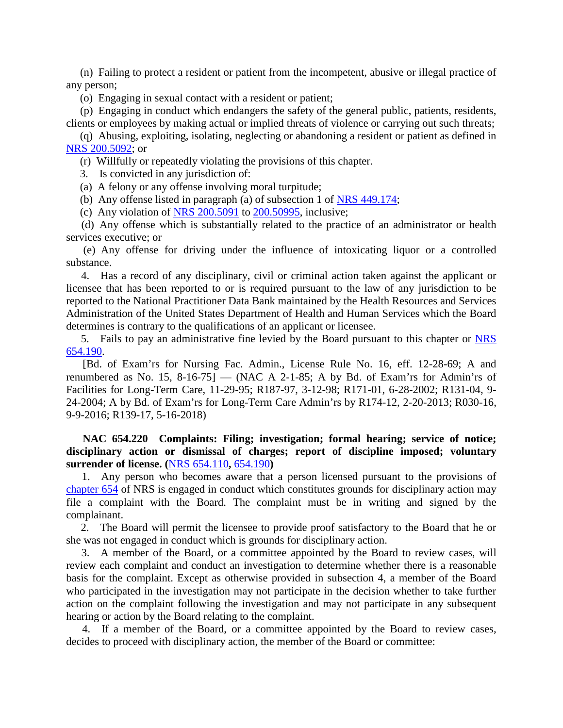(n) Failing to protect a resident or patient from the incompetent, abusive or illegal practice of any person;

(o) Engaging in sexual contact with a resident or patient;

(p) Engaging in conduct which endangers the safety of the general public, patients, residents, clients or employees by making actual or implied threats of violence or carrying out such threats;

(q) Abusing, exploiting, isolating, neglecting or abandoning a resident or patient as defined in NRS 200.5092; or

(r) Willfully or repeatedly violating the provisions of this chapter.

3. Is convicted in any jurisdiction of:

(a) A felony or any offense involving moral turpitude;

(b) Any offense listed in paragraph (a) of subsection 1 of NRS 449.174;

(c) Any violation of NRS 200.5091 to 200.50995, inclusive;

(d) Any offense which is substantially related to the practice of an administrator or health services executive; or

(e) Any offense for driving under the influence of intoxicating liquor or a controlled substance.

4. Has a record of any disciplinary, civil or criminal action taken against the applicant or licensee that has been reported to or is required pursuant to the law of any jurisdiction to be reported to the National Practitioner Data Bank maintained by the Health Resources and Services Administration of the United States Department of Health and Human Services which the Board determines is contrary to the qualifications of an applicant or licensee.

5. Fails to pay an administrative fine levied by the Board pursuant to this chapter or NRS 654.190.

[Bd. of Exam'rs for Nursing Fac. Admin., License Rule No. 16, eff. 12-28-69; A and renumbered as No. 15, 8-16-75] — (NAC A 2-1-85; A by Bd. of Exam'rs for Admin'rs of Facilities for Long-Term Care, 11-29-95; R187-97, 3-12-98; R171-01, 6-28-2002; R131-04, 9-24-2004; A by Bd. of Exam'rs for Long-Term Care Admin'rs by R174-12, 2-20-2013; R030-16, 9-9-2016; R139-17, 5-16-2018)

**NAC 654.220 Complaints: Filing; investigation; formal hearing; service of notice; disciplinary action or dismissal of charges; report of discipline imposed; voluntary surrender of license. (NRS 654.110, 654.190)**

1. Any person who becomes aware that a person licensed pursuant to the provisions of chapter 654 of NRS is engaged in conduct which constitutes grounds for disciplinary action may file a complaint with the Board. The complaint must be in writing and signed by the complainant.

2. The Board will permit the licensee to provide proof satisfactory to the Board that he or she was not engaged in conduct which is grounds for disciplinary action.

3. A member of the Board, or a committee appointed by the Board to review cases, will review each complaint and conduct an investigation to determine whether there is a reasonable basis for the complaint. Except as otherwise provided in subsection 4, a member of the Board who participated in the investigation may not participate in the decision whether to take further action on the complaint following the investigation and may not participate in any subsequent hearing or action by the Board relating to the complaint.

4. If a member of the Board, or a committee appointed by the Board to review cases, decides to proceed with disciplinary action, the member of the Board or committee: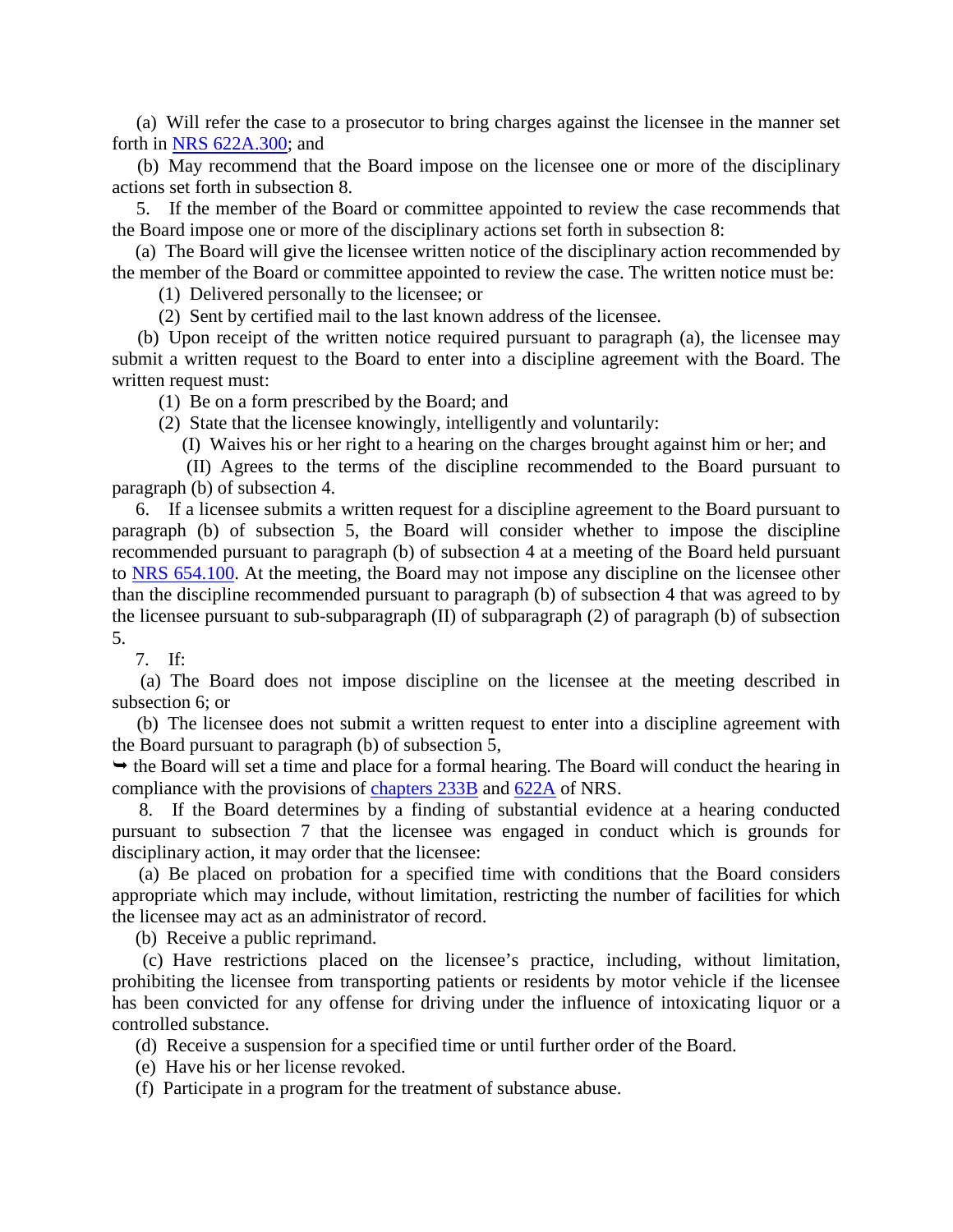(a) Will refer the case to a prosecutor to bring charges against the licensee in the manner set forth in NRS 622A.300; and

(b) May recommend that the Board impose on the licensee one or more of the disciplinary actions set forth in subsection 8.

5. If the member of the Board or committee appointed to review the case recommends that the Board impose one or more of the disciplinary actions set forth in subsection 8:

(a) The Board will give the licensee written notice of the disciplinary action recommended by the member of the Board or committee appointed to review the case. The written notice must be:

(1) Delivered personally to the licensee; or

(2) Sent by certified mail to the last known address of the licensee.

(b) Upon receipt of the written notice required pursuant to paragraph (a), the licensee may submit a written request to the Board to enter into a discipline agreement with the Board. The written request must:

(1) Be on a form prescribed by the Board; and

(2) State that the licensee knowingly, intelligently and voluntarily:

(I) Waives his or her right to a hearing on the charges brought against him or her; and

(II) Agrees to the terms of the discipline recommended to the Board pursuant to paragraph (b) of subsection 4.

6. If a licensee submits a written request for a discipline agreement to the Board pursuant to paragraph (b) of subsection 5, the Board will consider whether to impose the discipline recommended pursuant to paragraph (b) of subsection 4 at a meeting of the Board held pursuant to NRS 654.100. At the meeting, the Board may not impose any discipline on the licensee other than the discipline recommended pursuant to paragraph (b) of subsection 4 that was agreed to by the licensee pursuant to sub-subparagraph (II) of subparagraph (2) of paragraph (b) of subsection 5.

7. If:

(a) The Board does not impose discipline on the licensee at the meeting described in subsection 6; or

(b) The licensee does not submit a written request to enter into a discipline agreement with the Board pursuant to paragraph (b) of subsection 5,

➥ the Board will set a time and place for a formal hearing. The Board will conduct the hearing in compliance with the provisions of chapters 233B and 622A of NRS.

8. If the Board determines by a finding of substantial evidence at a hearing conducted pursuant to subsection 7 that the licensee was engaged in conduct which is grounds for disciplinary action, it may order that the licensee:

(a) Be placed on probation for a specified time with conditions that the Board considers appropriate which may include, without limitation, restricting the number of facilities for which the licensee may act as an administrator of record.

(b) Receive a public reprimand.

(c) Have restrictions placed on the licensee's practice, including, without limitation, prohibiting the licensee from transporting patients or residents by motor vehicle if the licensee has been convicted for any offense for driving under the influence of intoxicating liquor or a controlled substance.

(d) Receive a suspension for a specified time or until further order of the Board.

(e) Have his or her license revoked.

(f) Participate in a program for the treatment of substance abuse.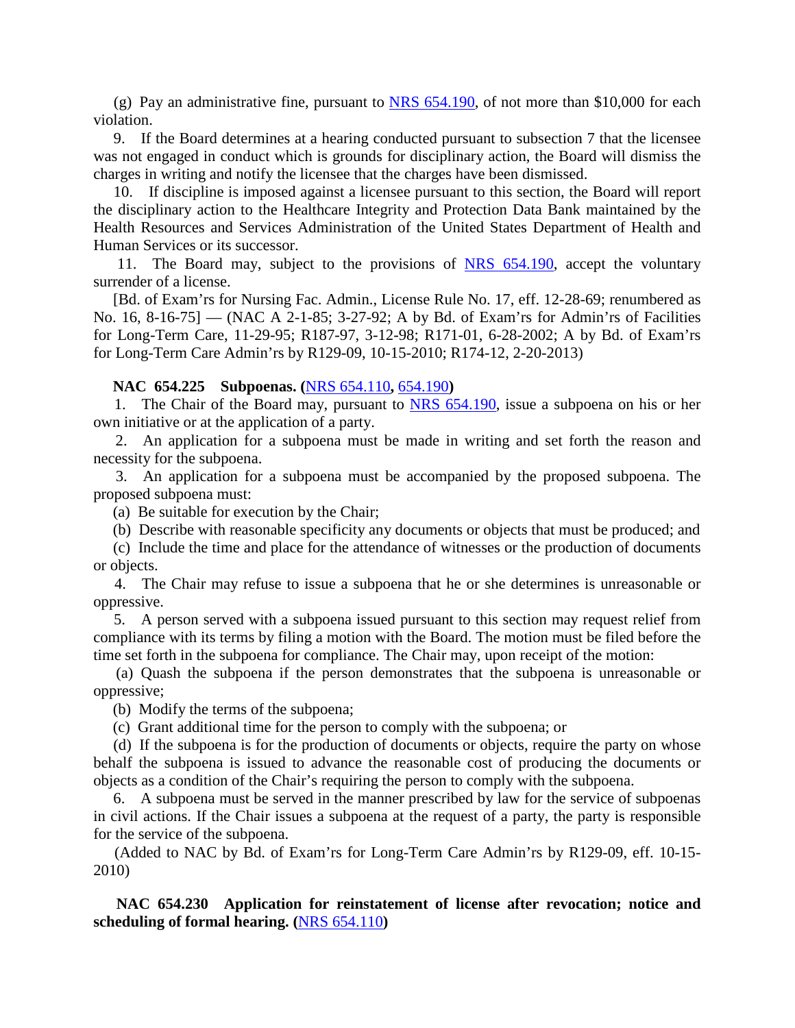(g) Pay an administrative fine, pursuant to NRS 654.190, of not more than $10,000 for each violation.

9. If the Board determines at a hearing conducted pursuant to subsection 7 that the licensee was not engaged in conduct which is grounds for disciplinary action, the Board will dismiss the charges in writing and notify the licensee that the charges have been dismissed.

10. If discipline is imposed against a licensee pursuant to this section, the Board will report the disciplinary action to the Healthcare Integrity and Protection Data Bank maintained by the Health Resources and Services Administration of the United States Department of Health and Human Services or its successor.

11. The Board may, subject to the provisions of NRS 654.190, accept the voluntary surrender of a license.

[Bd. of Exam'rs for Nursing Fac. Admin., License Rule No. 17, eff. 12-28-69; renumbered as No. 16, 8-16-75] — (NAC A 2-1-85; 3-27-92; A by Bd. of Exam'rs for Admin'rs of Facilities for Long-Term Care, 11-29-95; R187-97, 3-12-98; R171-01, 6-28-2002; A by Bd. of Exam'rs for Long-Term Care Admin'rs by R129-09, 10-15-2010; R174-12, 2-20-2013)

**NAC 654.225 Subpoenas. (NRS 654.110, 654.190)**

1. The Chair of the Board may, pursuant to NRS 654.190, issue a subpoena on his or her own initiative or at the application of a party.

2. An application for a subpoena must be made in writing and set forth the reason and necessity for the subpoena.

3. An application for a subpoena must be accompanied by the proposed subpoena. The proposed subpoena must:

(a) Be suitable for execution by the Chair;

(b) Describe with reasonable specificity any documents or objects that must be produced; and

(c) Include the time and place for the attendance of witnesses or the production of documents or objects.

4. The Chair may refuse to issue a subpoena that he or she determines is unreasonable or oppressive.

5. A person served with a subpoena issued pursuant to this section may request relief from compliance with its terms by filing a motion with the Board. The motion must be filed before the time set forth in the subpoena for compliance. The Chair may, upon receipt of the motion:

(a) Quash the subpoena if the person demonstrates that the subpoena is unreasonable or oppressive;

(b) Modify the terms of the subpoena;

(c) Grant additional time for the person to comply with the subpoena; or

(d) If the subpoena is for the production of documents or objects, require the party on whose behalf the subpoena is issued to advance the reasonable cost of producing the documents or objects as a condition of the Chair's requiring the person to comply with the subpoena.

6. A subpoena must be served in the manner prescribed by law for the service of subpoenas in civil actions. If the Chair issues a subpoena at the request of a party, the party is responsible for the service of the subpoena.

(Added to NAC by Bd. of Exam'rs for Long-Term Care Admin'rs by R129-09, eff. 10-15-2010)

**NAC 654.230 Application for reinstatement of license after revocation; notice and scheduling of formal hearing. (NRS 654.110)**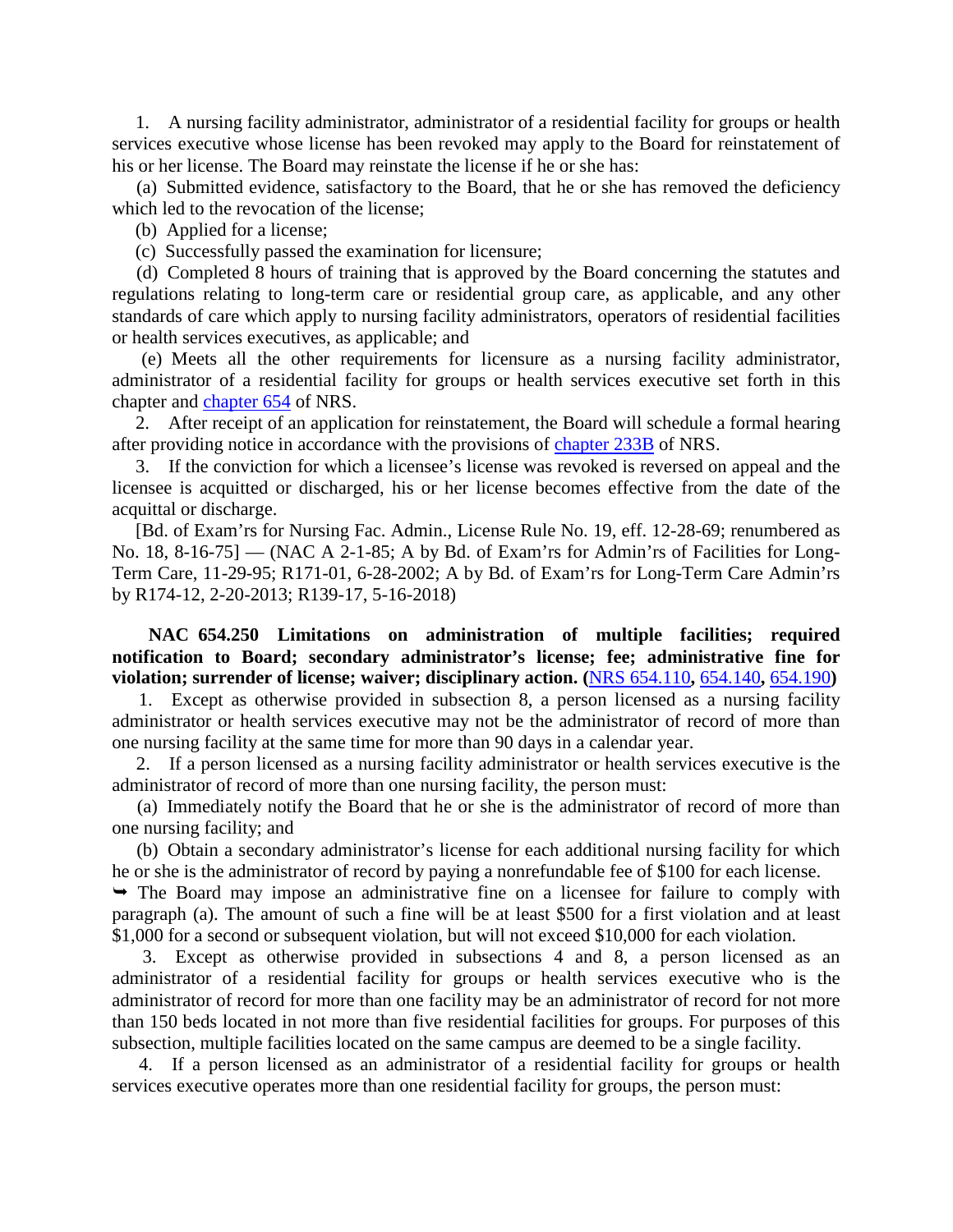1. A nursing facility administrator, administrator of a residential facility for groups or health services executive whose license has been revoked may apply to the Board for reinstatement of his or her license. The Board may reinstate the license if he or she has:

(a) Submitted evidence, satisfactory to the Board, that he or she has removed the deficiency which led to the revocation of the license;

(b) Applied for a license;

(c) Successfully passed the examination for licensure;

(d) Completed 8 hours of training that is approved by the Board concerning the statutes and regulations relating to long-term care or residential group care, as applicable, and any other standards of care which apply to nursing facility administrators, operators of residential facilities or health services executives, as applicable; and

(e) Meets all the other requirements for licensure as a nursing facility administrator, administrator of a residential facility for groups or health services executive set forth in this chapter and chapter 654 of NRS.

2. After receipt of an application for reinstatement, the Board will schedule a formal hearing after providing notice in accordance with the provisions of chapter 233B of NRS.

3. If the conviction for which a licensee's license was revoked is reversed on appeal and the licensee is acquitted or discharged, his or her license becomes effective from the date of the acquittal or discharge.

[Bd. of Exam'rs for Nursing Fac. Admin., License Rule No. 19, eff. 12-28-69; renumbered as No. 18, 8-16-75] — (NAC A 2-1-85; A by Bd. of Exam'rs for Admin'rs of Facilities for Long-Term Care, 11-29-95; R171-01, 6-28-2002; A by Bd. of Exam'rs for Long-Term Care Admin'rs by R174-12, 2-20-2013; R139-17, 5-16-2018)

**NAC 654.250 Limitations on administration of multiple facilities; required notification to Board; secondary administrator's license; fee; administrative fine for violation; surrender of license; waiver; disciplinary action. (NRS 654.110, 654.140, 654.190)**

1. Except as otherwise provided in subsection 8, a person licensed as a nursing facility administrator or health services executive may not be the administrator of record of more than one nursing facility at the same time for more than 90 days in a calendar year.

2. If a person licensed as a nursing facility administrator or health services executive is the administrator of record of more than one nursing facility, the person must:

(a) Immediately notify the Board that he or she is the administrator of record of more than one nursing facility; and

(b) Obtain a secondary administrator's license for each additional nursing facility for which he or she is the administrator of record by paying a nonrefundable fee of $100 for each license.

➥ The Board may impose an administrative fine on a licensee for failure to comply with paragraph (a). The amount of such a fine will be at least $500 for a first violation and at least $1,000 for a second or subsequent violation, but will not exceed $10,000 for each violation.

3. Except as otherwise provided in subsections 4 and 8, a person licensed as an administrator of a residential facility for groups or health services executive who is the administrator of record for more than one facility may be an administrator of record for not more than 150 beds located in not more than five residential facilities for groups. For purposes of this subsection, multiple facilities located on the same campus are deemed to be a single facility.

4. If a person licensed as an administrator of a residential facility for groups or health services executive operates more than one residential facility for groups, the person must: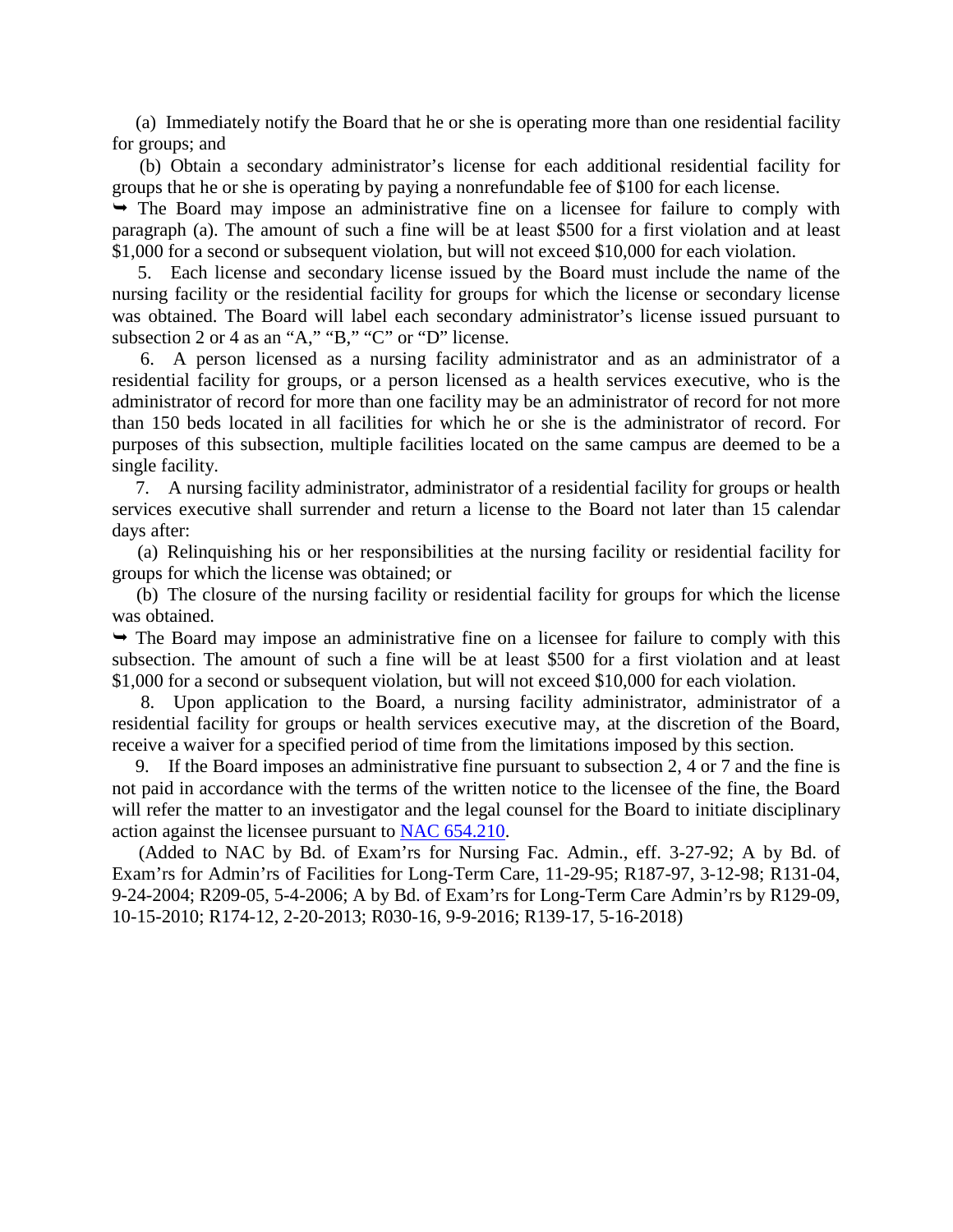(a) Immediately notify the Board that he or she is operating more than one residential facility for groups; and

(b) Obtain a secondary administrator's license for each additional residential facility for groups that he or she is operating by paying a nonrefundable fee of $100 for each license.

➥ The Board may impose an administrative fine on a licensee for failure to comply with paragraph (a). The amount of such a fine will be at least $500 for a first violation and at least $1,000 for a second or subsequent violation, but will not exceed $10,000 for each violation.

5. Each license and secondary license issued by the Board must include the name of the nursing facility or the residential facility for groups for which the license or secondary license was obtained. The Board will label each secondary administrator's license issued pursuant to subsection 2 or 4 as an "A," "B," "C" or "D" license.

6. A person licensed as a nursing facility administrator and as an administrator of a residential facility for groups, or a person licensed as a health services executive, who is the administrator of record for more than one facility may be an administrator of record for not more than 150 beds located in all facilities for which he or she is the administrator of record. For purposes of this subsection, multiple facilities located on the same campus are deemed to be a single facility.

7. A nursing facility administrator, administrator of a residential facility for groups or health services executive shall surrender and return a license to the Board not later than 15 calendar days after:

(a) Relinquishing his or her responsibilities at the nursing facility or residential facility for groups for which the license was obtained; or

(b) The closure of the nursing facility or residential facility for groups for which the license was obtained.

➥ The Board may impose an administrative fine on a licensee for failure to comply with this subsection. The amount of such a fine will be at least $500 for a first violation and at least $1,000 for a second or subsequent violation, but will not exceed $10,000 for each violation.

8. Upon application to the Board, a nursing facility administrator, administrator of a residential facility for groups or health services executive may, at the discretion of the Board, receive a waiver for a specified period of time from the limitations imposed by this section.

9. If the Board imposes an administrative fine pursuant to subsection 2, 4 or 7 and the fine is not paid in accordance with the terms of the written notice to the licensee of the fine, the Board will refer the matter to an investigator and the legal counsel for the Board to initiate disciplinary action against the licensee pursuant to NAC 654.210.

(Added to NAC by Bd. of Exam'rs for Nursing Fac. Admin., eff. 3-27-92; A by Bd. of Exam'rs for Admin'rs of Facilities for Long-Term Care, 11-29-95; R187-97, 3-12-98; R131-04, 9-24-2004; R209-05, 5-4-2006; A by Bd. of Exam'rs for Long-Term Care Admin'rs by R129-09, 10-15-2010; R174-12, 2-20-2013; R030-16, 9-9-2016; R139-17, 5-16-2018)